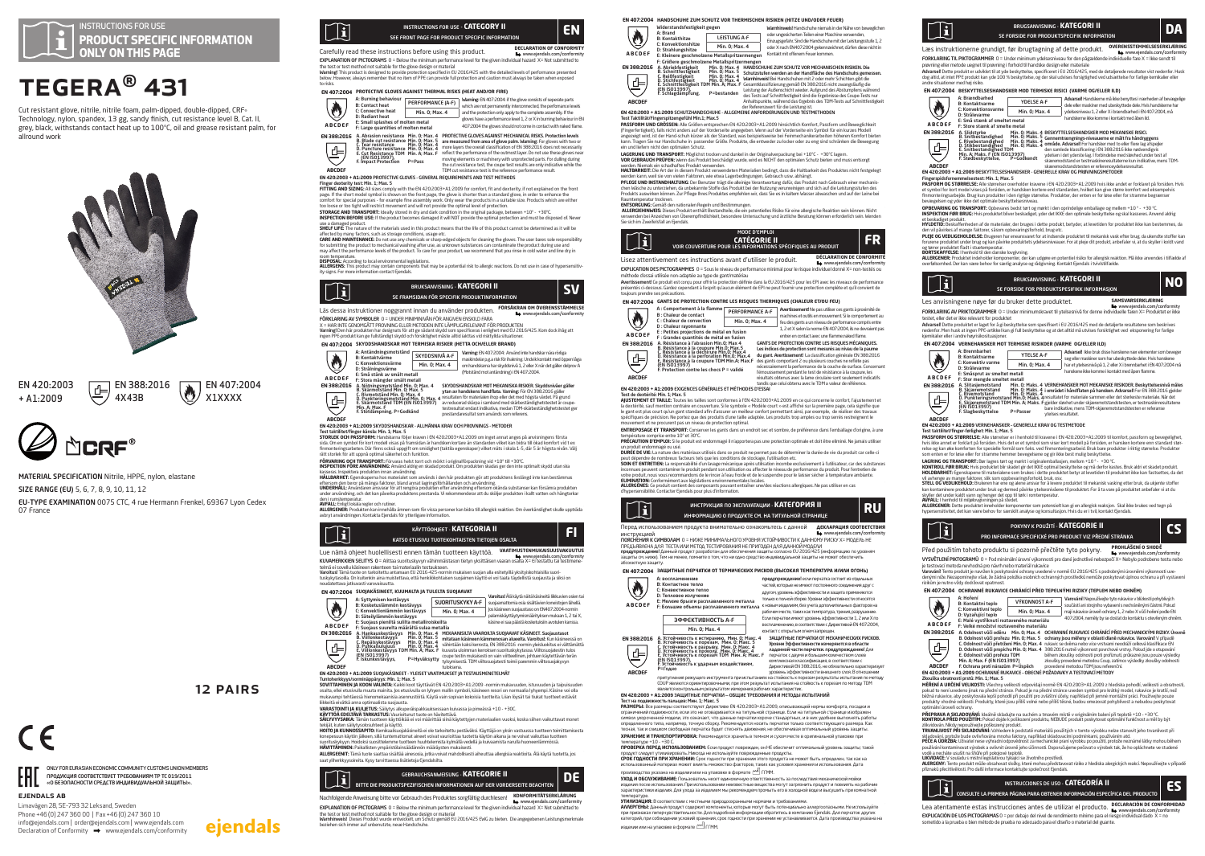# INSTRUCTIONS FOR USE
## PRODUCT SPECIFIC INFORMATION ONLY ON THIS PAGE

# TEGERA® 431

Cut resistant glove, nitrile, nitrile foam, palm-dipped, double-dipped, CRF+ Technology, nylon, spandex, 13 gg, sandy finish, cut resistance level B, Cat. II, grey, black, withstands contact heat up to 100°C, oil and grease resistant palm, for allround work

EN 420:2003 + A1:2009

EN 388:2016 4X43B

EN 407:2004 X1XXXX

**MATERIAL SPECIFICATION** Nitrile, HPPE, nylon, elastane

**SIZE RANGE (EU)** 5, 6, 7, 8, 9, 10, 11, 12

**EU-TYPE EXAMINATION** 0075 CTC, 4 rue Hermann Frenkel, 69367 Lyon Cedex 07 France

**12 PAIRS**

ONLY FOR EURASIAN ECONOMIC COMMUNITY CUSTOMS UNION MEMBERS
ПРОДУКЦИЯ СООТВЕТСТВУЕТ ТРЕБОВАНИЯМ ТР ТС 019/2011
«О БЕЗОПАСНОСТИ СРЕДСТВ ИНДИВИДУАЛЬНОЙ ЗАЩИТЫ».

**EJENDALS AB**
Limavägen 28, SE-793 32 Leksand, Sweden
Phone +46 (0) 247 360 00 | Fax +46 (0) 247 360 10
info@ejendals.com | order@ejendals.com | www.ejendals.com
Declaration of Conformity → www.ejendals.com/conformity

ejendals

---

## INSTRUCTIONS FOR USE - CATEGORY II (EN)
### SEE FRONT PAGE FOR PRODUCT SPECIFIC INFORMATION

Carefully read these instructions before using this product.

**DECLARATION OF CONFORMITY** www.ejendals.com/conformity

**EXPLANATION OF PICTOGRAMS** 0 = Below the minimum performance level for the given individual hazard X= Not submitted to the test or test method not suitable for the glove design or material

**Warning!** This product is designed to provide protection specified in EU 2016/425 with the detailed levels of performance presented below. However, always remember that no item of PPE can provide full protection and caution must always be taken when exposed to risks.

**EN 407:2004 PROTECTIVE GLOVES AGAINST THERMAL RISKS (HEAT AND/OR FIRE)**

A: Burning behaviour
B: Contact heat
C: Convective heat
D: Radiant heat
E: Small splashes of molten metal
F: Large quantities of molten metal

PERFORMANCE (A-F): Min. 0; Max. 4

**Warning:** EN 407:2004. If the glove consists of separate parts which are not permanently interconnected, the performance levels and the protection only apply to the complete assembly. If the gloves have a performance level 1, 2 or X in burning behaviour in EN 407:2004 the gloves should not come in contact with naked flame.

**EN 388:2016**
A. Abrasion resistance Min. 0; Max. 4
B. Blade cut resistance Min. 0; Max. 5
C. Tear resistance Min. 0; Max. 4
D. Puncture resistance Min. 0; Max. 4
E. Cut Resistance TDM Min. A; Max. F (EN ISO13997)
F. Impact Protection P=Pass

**PROTECTIVE GLOVES AGAINST MECHANICAL RISKS. Protection levels are measured from and area of glove palm. Warning:** For gloves with two or more layers the overall classification of EN 388:2016 does not necessarily reflect the performance of the outermost layer. Do not use these gloves near moving elements or machinery with unprotected parts. For dulling during the cut resistance test, the coupe test results are only indicative while the TDM cut resistance test is the reference performance result.

**EN 420:2003 + A1:2009** PROTECTIVE GLOVES - GENERAL REQUIREMENTS AND TEST METHODS

**Finger dexterity test: Min. 1; Max. 5**

**FITTING AND SIZING:** All sizes comply with the EN 420:2003+A1:2009 for comfort, fit and dexterity, if not explained on the front page. If the short model symbol is shown on the front page, the glove is shorter than a standard glove, in order to enhance the comfort for special purposes – for example fine assembly work. Only wear the products in a suitable size. Products which are either too loose or too tight will restrict movement and will not provide the optimal level of protection.

**STORAGE AND TRANSPORT:** Ideally stored in dry and dark condition in the original package, between +10° - +30°C.

**INSPECTION BEFORE USE:** If the product becomes damaged it will NOT provide the optimal protection and must be disposed of. Never use a damaged product.

**SHELF LIFE:** The nature of the materials used in this product means that the life of this product cannot be determined as it will be affected by many factors, such as storage conditions, usage etc.

**CARE AND MAINTENANCE:** Do not use any chemicals or sharp-edged objects for cleaning the gloves. The user bares sole responsibility for submitting the product to mechanical washing after use, as unknown substances can contaminate the product during use and may affect the performance levels of the product. To care for your product, we recommend that you rinse in cold water and line dry in room temperature.

**DISPOSAL:** According to local environmental legislations.

**ALLERGENS:** This product may contain components that may be a potential risk to allergic reactions. Do not use in case of hypersensitivity signs. For more information contact Ejendals.

---

## BRUKSANVISNING - KATEGORI II (SV)
### SE FRAMSIDAN FÖR SPECIFIK PRODUKTINFORMATION

Läs dessa instruktioner noggrannt innan du använder produkten.

**FÖRSÄKRAN OM ÖVERENSSTÄMMELSE** www.ejendals.com/conformity

**FÖRKLARING AV SYMBOLER** 0 = UNDER MINIMINIVÅN FÖR ANGIVEN ENSKILD FARA
X = HAR INTE GENOMGÅTT PROVNING ELLER METODEN INTE LÄMPLIG FÖR HANDSKE ELLER MATERIAL

**Varning!** Den här produkten har designats för att ge sådant skydd som specificeras i enlighet med EU 2016/425. Kom dock ihåg att ingen PPE-produkt kan ge fullständigt skydd och försiktighet måste alltid iakttas vid riskfyllda situationer.

**EN 407:2004 SKYDDSHANDSKAR MOT TERMISKA RISKER (HETTA OCH/ELLER BRAND)**

A: Antändningsmotstånd
B: Kontaktvärme
C: Konvektionsvärme
D: Strålningsvärme
E: Små stänk av smält metall
F: Stora mängder smält metall

SKYDDSNIVÅ A-F: Min. 0; Max. 4

**Varning:** EN 407:2004. Används inte handskar nära öppen eld. Om handskarna består av flera separata delar som inte är permanent sammankopplade gäller prestandanivåerna och skyddet endast för hela enheten. Om handskarna har skyddsnivå 1, 2 eller X när det gäller antändningsmotstånd enligt EN 407:2004, ska de inte komma i kontakt med öppen eld.

**EN 388:2016**
A. Nötningsmotstånd Min. 0; Max. 4
B. Skärmotstånd Min. 0; Max. 5
C. Rivmotstånd Min. 0; Max. 4
D. Punkteringsmotstånd Min. 0; Max. 4
E. Skärmotstånd TDM (EN ISO13997) Min. A; Max. F
F. Stötdämpning. P=Godkänd

**SKYDDSHANDSKAR MOT MEKANISKA RISKER. Skyddsnivåer gäller ytan av handskens handflata. Varning:** För EN 388:2016 gäller att resultaten för materialen inte alltid är representativa för hela handskens skyddsnivå. För handskar med två eller flera lager kan den övergripande klassificeringen enligt EN 388:2016 avvika från det yttersta lagrets prestanda. Om trubbning uppstår under testning av skärmotstånd är coupe-testresultat endast indikativa, medan TDM-skärbeständighetstestet är referensresultatet.

**EN 420:2003 + A1:2009 SKYDDSHANDSKAR - ALLMÄNNA KRAV OCH PROVNINGS - METODER**

**Test fingerfärdighet: Min. 1; Max. 5**

**STORLEK OCH PASSFORM:** Handskarna följer kraven i EN 420:2003+A1:2009 om inget annat anges på framsidan. Om symbolen för kort modell visas på framsidan är handsken kortare än standard, för att öka komforten vid t.ex. finmonteringsarbeten. Om uppgift om storlek saknas, se tabell i standarden. Använd endast produkter i rätt storlek för att uppnå optimal säkerhet och funktion.

**FÖRVARING OCH TRANSPORT:** Förvaras helst torrt och mörkt i originalförpackning vid +10° till +30°C.

**INSPEKTION FÖRE ANVÄNDNING:** Använd aldrig en skadad produkt. Om produkten skadas ger den inte optimalt skydd utan ska kasseras. Inspektera produkten innan användning.

**HÅLLBARHET:** Egenskaperna hos materialet som används i den här produkten gör att produktens livslängd inte kan bestämmas eftersom den beror på många faktorer, bland annat lagringsförhållanden och användning.

**UNDERHÅLL:** Användaren ansvarar för att rengöra produkten efter användning eftersom okända substanser kan förorena produkten under användning och det kan påverka produktens prestanda. Vi rekommenderar att du sköljer produkten i kallt vatten och hängtorkar den i rumstemperatur.

**AVFALL:** Enligt lokala regler och rutiner.

**ALLERGENER:** Produkten kan innehålla ämnen som för vissa personer kan bidra till allergisk reaktion. Om överkänslighet skulle uppträda avbryt användningen. Kontakta Ejendals för ytterligare information.

---

## KÄYTTÖOHJEET - KATEGORIA II (FI)
### KATSO ETUSIVU TUOTEKOHTAISTEN TIETOJEN OSALTA

Lue nämä ohjeet huolellisesti ennen tämän tuotteen käyttöä.

**VAATIMUSTENMUKAISUUSVAKUUTUS** www.ejendals.com/conformity

**KUVAMERKKIEN SELITYS** 0 = Alittaa suorituskykyyn vähimmäistason tietyn yksittäisen vaaran osalta X= Ei testattu tai testimenetelmä ei sovellu käsineen rakenteen tai materiaalin testaukseen.

**Varoitus!** Tämä tuote on tarkoitettu antamaan EU 2016/425 normin mukaisen suojan alla esitetyillä yksityiskohtaisilla suorituskykytasoilla. On kuitenkin aina muistettava, että henkilökohtaisen suojaimen käyttö ei voi taata täydellistä suojausta ja siksi on noudatettava jatkuvasti varovaisuutta.

**EN 407:2004 SUOJAKÄSINEET, KUUMALTA JA TULELTA SUOJAAVAT**

A: Syttymisen kestävyys
B: Kosketuslämmön kestävyys
C: Konvektiolämmön kestävyys
D: Säteilylämmön kestävyys
E: Suojaus pieniltä sulilta metalliroiskeilta
F: Suojaus suurelta määrältä sulaa metallia

SUORITUSKYKY A-F: Min. 0; Max. 4

**Varoitus!** Jos käsine koostuu erillisistä osista, suojaustaso ja suojausominaisuudet koskevat ainoastaan kokonaista kokoonpanoa. Jos käsineen suojaustaso on EN407:2004-normin mukaisessa paloarvoissa 1, 2 tai X, käsine ei saa päästä kosketukseen avotulen kanssa.

**EN 388:2016**
A. Hankauksenkestävyys Min. 0; Max. 4
B. Viillonkestävyys Min. 0; Max. 5
C. Repäisykestävyys Min. 0; Max. 4
D. Puhkaisulujuus Min. 0; Max. 4
E. Viillonkestävyys TDM Min. A; Max. F (EN ISO13997)
F. Iskunkestävyys. P=Hyväksytty

**MEKAANISILTA VAAROILTA SUOJAAVAT KÄSINEET. Suojaustasot mitataan käsineen kämmenosan alueelta. Varoitus!** Kun käsineessä on vähintään kaksi kerrosta, EN 388:2016 -normin yleisluokitus ei välttämättä kuvasta uloimman kerroksen suorituskykytasoa. Viiltosuojatestin tylsyessä coupe-testin tulokset ovat vain viitteellisiä, jolloin käytetään TDM-viiltosuojatestin tuloksia.

**EN 420:2003 + A1:2009 SUOJAKÄSINEET - YLEISET VAATIMUKSET JA TESTAUSMENETELMÄT**

**Tuntoherkkyys/sorminäppäryys: Min. 1; Max. 5**

**SOVITTAMINEN JA KOON VALINTA:** Kaikki koot täyttävät EN 420:2003+A1:2009 -normin mukavuuden, istuvuuden ja taipuisuuden osalta, ellei etusivulla muuta mainita. Jos etusivulla on lyhyen mallin symboli, käsineen varsi on tavallista lyhyempi. Käytä vain oikean kokoisia tuotteita. Liian löysät tai tiukat tuotteet estävät liikkeitä eivätkä anna optimaalista suojausta.

**VARASTOINTI JA KULJETUS:** Säilytys alkuperäispakkauksessaan kuivassa ja pimeässä +10 - +30C.

**KÄYTTÖÄ EDELTÄVÄ TARKASTUS:** Vaurioitunut tuote on hävitettävä.

**SÄILYVYYSAIKA:** Tämän tuotteen käyttöikää ei voi määrittää sillä käytettyjen materiaalien vuoksi, koska siihen vaikuttavat monet tekijät, kuten säilytysolosuhteet ja käyttö.

**HOITO JA KUNNOSSAPITO:** Kemikaalisuojakäsineitä ei ole tarkoitettu pestäväksi. Käyttäjä on yksin vastuussa tuotteen toimittamisesta konepesuun käytön jälkeen, sillä tuntemattomat aineet voivat saastuttaa tuotetta käytön aikana ja ne voivat vaikuttaa tuotteen suorituskykyyn. Hoidossa suosittelemme tuotteen huuhtelemista kylmällä vedellä ja kuivaamista narulla huoneenlämmössä.

**HÄVITTÄMINEN:** Paikallisten ympäristölainsäädännön määräysten mukaisesti.

**ALLERGEENIT:** Tämä tuote saattaa sisältää aineosia, jotka voivat mahdollisesti aiheuttaa allergisia reaktioita. Älä käytä tuotetta, jos saat yliherkkyysoireita. Kysy tarvittaessa lisätietoja Ejendalsilta.

---

## GEBRAUCHSANWEISUNG - KATEGORIE II (DE)
### BITTE DIE PRODUKTSPEZIFISCHEN INFORMATIONEN AUF DER VORDERSEITE BEACHTEN

Nachfolgende Anweisung bitte vor Gebrauch des Produktes sorgfältig durchlesen!

**KONFORMITÄTSERKLÄRUNG** www.ejendals.com/conformity

**EXPLANATION OF PICTOGRAMS** 0 = Below the minimum performance level for the given individual hazard X= Not submitted to the test or test method not suitable for the glove design or material

**Warnhinweis!** Dieses Produkt wurde entwickelt, um Schutz gemäß EU 2016/425 EwG zu bieten. Die angegebenen Leistungsmerkmale beziehen sich immer auf unbenutzte, neue Handschuhe.

**EN 407:2004 HANDSCHUHE ZUM SCHUTZ VOR THERMISCHEN RISIKEN (HITZE UND/ODER FEUER)**

Widerstandsfestigkeit gegen
A: Brand
B: Kontakthitze
C: Konvektionshitze
D: Strahlungshitze
E: Kleinere geschmolzene Metallspritzmengen
F: Größere geschmolzene Metallspritzmengen

LEISTUNG A-F: Min. 0; Max. 4

**Warnhinweis!** Handschuhe niemals in der Nähe von beweglichen oder ungesicherten Teilen einer Maschine verwenden. Einzugsgefahr. Sind die Handschuhe mit der Leistungsstufe 1, 2 oder X nach EN407:2004 gekennzeichnet, dürfen diese nicht in Kontakt mit offenem Feuer kommen.

**EN 388:2016**
A. Abriebfestigkeit Min. 0; Max. 4
B. Schnittfestigkeit Min. 0; Max. 5
C. Reißfestigkeit Min. 0; Max. 4
D. Stichfestigkeit Min. 0; Max. 4
E. Schnittfestigkeit TDM Min. A; Max. F (EN ISO13997)
F. Schlagdämpfung. P=bestanden

**HANDSCHUHE ZUM SCHUTZ VOR MECHANISCHEN RISIKEN. Die Schutzstufen werden an der Handfläche des Handschuhs gemessen. Warnhinweis!** Bei Handschuhen mit 2 oder mehr Schichten gibt die Gesamtklassifizierung gemäß EN 388:2016 nicht zwangsläufig die Leistung der Außenschicht wieder. Aufgrund des Abstumpfens während des Tests auf Schnittfestigkeit sind die Ergebnisse des Coupe-Tests nur Anhaltspunkte, während das Ergebnis des TDM-Tests auf Schnittfestigkeit der Referenzwert für die Leistung ist.

**EN 420:2003 + A1:2009 SCHUTZHANDSCHUHE - ALLGEMEINE ANFORDERUNGEN UND TESTMETHODEN**

**Test Taktilität/Fingerspitzengefühl: Min.1; Max.5**

**PASSFORM UND GRÖSSEN:** Alle Größen entsprechen EN 420:2003+A1:2009 hinsichtlich Komfort, Passform und Beweglichkeit (Fingerfertigkeit), falls nicht anders auf der Vorderseite angegeben. Wenn auf der Vorderseite ein Symbol für ein kurzes Modell angezeigt wird, ist der Hand-schuh kürzer als der Standard, was beispielsweise bei Feinmontagearbeiten höheren Komfort bieten kann. Tragen Sie nur Handschuhe in passender Größe. Produkte, die entweder zu locker oder zu eng sind schränken die Bewegung ein und liefern nicht den optimalen Schutz.

**LAGERUNG UND TRANSPORT:** Möglichst trocken und dunkel in der Originalverpackung bei +10°C - +30°C lagern.

**VOR GEBRAUCH PRÜFEN:** Wenn das Produkt beschädigt wurde, wird es NICHT den optimalen Schutz bieten und muss entsorgt werden. Niemals ein schadhaftes Produkt verwenden.

**HALTBARKEIT:** Die Art der in diesem Produkt verwendeten Materialien bedingt, dass die Haltbarkeit des Produktes nicht festgelegt werden kann, weil sie von vielen Faktoren, wie etwa Lagerbedingungen, Gebrauch usw. abhängt.

**PFLEGE UND INSTANDHALTUNG:** Der Benutzer trägt die alleinige Verantwortung dafür, das Produkt nach Gebrauch einer mechanischen Wäsche zu unterziehen, da unbekannte Stoffe das Produkt bei der Nutzung verunreinigen und sich auf die Leistungsstufen des Produkts auswirken können. Zur Pflege Ihres Produktes empfehlen wir, dass Sie es in kaltem Wasser abwaschen und auf der Leine bei Raumtemperatur trocknen.

**ENTSORGUNG:** Gemäß den nationalen Regeln und Bestimmungen.

**ALLERGIEHINWEIS:** Dieses Produkt enthält Bestandteile, die ein potentielles Risiko für eine allergische Reaktion sein können. Nicht verwenden bei Anzeichen von Überempfindlichkeit, besondere Untersuchung und ärztliche Beratung können erforderlich sein. Wenden Sie sich im Zweifelsfall an Ejendals.

---

## MODE D'EMPLOI - CATÉGORIE II (FR)
### VOIR COUVERTURE POUR LES INFORMATIONS SPÉCIFIQUES AU PRODUIT

Lisez attentivement ces instructions avant d'utiliser le produit.

**DÉCLARATION DE CONFORMITÉ** www.ejendals.com/conformity

**EXPLICATION DES PICTOGRAMMES** 0 = Sous le niveau de performance minimal pour le risque individuel donné X= non-testés ou méthode d'essai utilisée non-adaptée au type de gant/matériau

**Avertissement!** Ce produit est conçu pour offrir la protection définie dans la EU 2016/425 pour les EPI avec les niveaux de performance présentés ci-dessous. Gardez cependant à l'esprit qu'aucun élément de EPI ne peut fournir une protection complète et qu'il convient de toujours prendre ses précautions.

**EN 407:2004 GANTS DE PROTECTION CONTRE LES RISQUES THERMIQUES (CHALEUR ET/OU FEU)**

A : Comportement à la flamme
B : Chaleur de contact
C : Chaleur convective
D : Chaleur rayonnante
E : Petites projections de métal en fusion
F : Grandes quantités de métal en fusion

PERFORMANCE A-F: Min. 0; Max. 4

**Avertissement!** Ne pas utiliser ces gants à proximité de machines et outils en mouvement. Si le comportement au feu des gants a un niveau de performance compris entre 1, 2 et X selon la norme EN 407:2004, ils ne devraient pas entrer en contact avec une flamme nue.

**EN 388:2016**
A. Résistance à l'abrasion Min. 0; Max. 4
B. Résistance à la coupure Min.0; Max. 5
C. Résistance à la déchirure Min.0; Max. 4
D. Résistance à la perforation Min.0; Max. 4
E. Résistance à la coupure TDM Min.A; Max. F (EN ISO13997)
F. Protection contre les chocs P = validé

**GANTS DE PROTECTION CONTRE LES RISQUES MÉCANIQUES. Les indices de protection sont mesurés au niveau de la paume du gant. Avertissement!** La classification générale EN 388:2016 des gants comportant 2 ou plusieurs couches ne reflète pas nécessairement la performance de la couche de surface. Concernant l'émoussement pendant le test de résistance à la coupure, les résultats obtenus avec la lame circulaire sont seulement indicatifs tandis que celui obtenu avec le TDM a valeur de référence.

**EN 420:2003 + A1:2009 EXIGENCES GÉNÉRALES ET MÉTHODES D'ESSAI**

**Test de dextérité: Min. 1; Max. 5**

**AJUSTEMENT ET TAILLE:** Toutes les tailles sont conformes à EN 420:2003+A1:2009 en ce qui concerne le confort, l'ajustement et la dextérité, sauf mention contraire en couverture. Si le symbole « Modèle court » est affiché sur la première page, cela signifie que le gant est plus court qu'un gant standard afin d'assurer un meilleur confort permettant ainsi, par exemple, de réaliser des travaux spécifiques de précision. Ne portez que des produits d'une taille adaptée. Les produits trop amples ou trop serrés restreignent le mouvement et ne procurent pas un niveau de protection optimal.

**ENTREPOSAGE ET TRANSPORT:** Conserver les gants dans un endroit sec et sombre, de préférence dans l'emballage d'origine, à une température comprise entre 10° et 30°C.

**PRÉCAUTION D'EMPLOI:** Si le produit est endommagé il n'apportera pas une protection optimale et doit être éliminé. Ne jamais utiliser un produit endommagé ou usé.

**DURÉE DE VIE:** La nature des matériaux utilisés dans ce produit ne permet pas de déterminer la durée de vie du produit car celle-ci peut dépendre de nombreux facteurs tels que les conditions de stockage, l'utilisation etc.

**SOIN ET ENTRETIEN:** La responsabilité d'un lavage mécanique après utilisation incombe exclusivement à l'utilisateur, car des substances inconnues peuvent contaminer le produit pendant son utilisation ou affecter le niveau de performance du produit. Pour l'entretien de votre produit, nous vous recommandons de le rincer à l'eau froide et de le suspendre pour le faire sécher à température ambiante.

**ÉLIMINATION:** Conformément aux législations environnementales locales.

**ALLERGÈNES:** Ce produit contient des composants pouvant entraîner une/des réactions allergiques. Ne pas utiliser en cas d'hypersensibilité. Contactez Ejendals pour plus d'informations.

---

## ИНСТРУКЦИЯ ПО ЭКСПЛУАТАЦИИ - КАТЕГОРИЯ II (RU)
### ИНФОРМАЦИЮ О ПРОДУКТЕ СМ. НА ТИТУЛЬНОЙ СТРАНИЦЕ

Перед использованием продукта внимательно ознакомьтесь с данной инструкцией

**ДЕКЛАРАЦИЯ СООТВЕТСТВИЯ** www.ejendals.com/conformity

**ПОЯСНЕНИЯ К СИМВОЛАМ** 0 = НИЖЕ МИНИМАЛЬНОГО УРОВНЯ УСТОЙЧИВОСТИ К ДАННОМУ РИСКУ X= МОДЕЛЬ НЕ ПРЕДЪЯВЛЕНА ДЛЯ ТЕСТА ИЛИ МЕТОД ТЕСТИРОВАНИЯ НЕ ПРИГОДЕН ДЛЯ ДАННОЙ МОДЕЛИ

**предупреждение!** Данный продукт разработан для обеспечения защиты согласно EU 2016/425 (информацию по уровням защиты см. ниже). Тем не менее, помните о том, что ни одно средство индивидуальной защиты не может обеспечить абсолютную защиту.

**EN 407:2004 ЗАЩИТНЫЕ ПЕРЧАТКИ ОТ ТЕРМИЧЕСКИХ РИСКОВ (ВЫСОКАЯ ТЕМПЕРАТУРА И/ИЛИ ОГОНЬ)**

A: Воспламенение
B: Контактное тепло
C: Конвективное тепло
D: Тепловое излучение
E: Мелкие брызги расплавленного металла
F: Большие объемы расплавленного металла

ЭФФЕКТИВНОСТЬ A-F: Min. 0; Max. 4

**предупреждение!** если перчатка состоит из отдельных частей, которые не имеют постоянного соединения друг с другом, уровень эффективности и защита применяются только к полной сборке. Уровни эффективности относятся к новым изделиям, без учета дополнительных факторов на рабочем месте, таких как температура, трение, разрушение. Если перчатки имеют уровень эффективности 1, 2 или X по воспламенению, в соответствии с Директивой EN 407:2004, контакт с открытым огнем запрещен.

**EN 388:2016**
A. Устойчивость к истиранию. Min. 0; Max. 4
B. Устойчивость к порезам. Min. 0; Max. 5
C. Устойчивость к разрыву. Min. 0; Max. 4
D. Устойчивость к проколу. Min. 0; Max. 4
E. Устойчивость к порезам TDM Min. A; Max. F (EN ISO13997).
F. Устойчивость к ударным воздействиям, P=Годен

**ЗАЩИТНЫЕ ПЕРЧАТКИ ОТ МЕХАНИЧЕСКИХ РИСКОВ. Уровни Эффективности измеряются в области ладони перчатки. предупреждение!** Для перчаток с двумя и большим количеством слоев комплексная классификация, в соответствии с Директивой EN 388:2016, не обязательно характеризует уровень эффективности внешнего слоя. В отношении притупления режущего инструмента при испытании на стойкость к порезам результаты испытания по методу COUP являются ориентировочными, при этом результат испытания на стойкость к порезам по методу TDM является контрольным результатом измерения рабочих характеристик.

**EN 420:2003 + A1:2009 ЗАЩИТНЫЕ ПЕРЧАТКИ – ОБЩИЕ ТРЕБОВАНИЯ И МЕТОДЫ ИСПЫТАНИЙ**

**Тест на подвижность пальцев: Min 1, Max. 5**

**РАЗМЕРЫ:** Все размеры соответствуют Директиве EN 420:2003+A1:2009, описывающей нормы комфорта, посадки и ограничений подвижности, если это не оговаривается на титульной странице. Если на титульной странице изображен символ укороченной модели, это означает, что данные перчатки короче стандартных, и в них удобнее выполнять работы определенного типа, например, точную сборку. Рекомендуется носить перчатки только соответствующего размера. Как тесные, так и слишком свободные перчатки будут стеснять движения, не обеспечивая оптимальный уровень защиты.

**ХРАНЕНИЕ И ТРАНСПОРТИРОВКА:** Рекомендуется хранить в темном и сухом месте в оригинальной упаковке при температуре +10 - +30 С.

**ПРОВЕРКА ПЕРЕД ИСПОЛЬЗОВАНИЕМ:** Если продукт поврежден, он НЕ обеспечит оптимальный уровень защиты; такой продукт нужно утилизировать. Никогда не используйте поврежденные продукты.

**СРОК ГОДНОСТИ ПРИ ХРАНЕНИИ:** Срок годности при хранении этого продукта не может быть определен, так как на использованных материалах может влиять множество факторов, таких как условия хранения и использования. Дата производства указана на изделии или на упаковке в формате ГГММ.

**УХОД И ОБСЛУЖИВАНИЕ:** Пользователь несет единоличную ответственность за последствия механической мойки изделия после использования. При использовании неизвестные вещества могут загрязнить продукт и повлиять на рабочие характеристики изделия. Для ухода за изделием мы рекомендуем промыть его в холодной воде и высушить при комнатной температуре.

**УТИЛИЗАЦИЯ:** В соответствии с местными природоохранными нормами и требованиями.

**АЛЛЕРГЕНЫ:** Данный продукт содержит компоненты, которые могут быть потенциально аллергостатичными. Не используйте при признаках гиперчувствительности. Для подробной информации обратитесь в компанию Ejendals. Срок годности при хранении: категория, при соблюдении условий хранения, срок годности при хранении не устанавливается. Дата производства указана на изделии или на упаковке в формате ГГММ.

---

## BRUGSANVISNING - KATEGORI II (DA)
### SE FORSIDE FOR PRODUKTSPECIFIK INFORMATION

Læs instruktionerne grundigt, før ibrugtagning af dette produkt.

**OVERENSSTEMMELSESERKLÆRING** www.ejendals.com/conformity

**FORKLARING TIL PIKTOGRAMMER** 0 = Under minimum ydelsesniveau for den pågældende individuelle fare X = Ikke sendt til prøvning eller metode uegnet til prøvning i forhold til handske design eller materiale

**Advarsel!** Dette produkt er udviklet til at yde beskyttelse, specificeret i EU 2016/425, med de detaljerede resultater vist nedenfor. Husk dog altid, at intet PPE produkt kan yde 100 % beskyttelse, og der skal udvises forsigtighed ved udsættelse for farlige kemikalier eller andre situationer med høj risiko.

**EN 407:2004 BESKYTTELSESHANDSKER MOD TERMISKE RISICI (VARME OG/ELLER ILD)**

A: Brandadfærd
B: Kontaktvarme
C: Konvektionsvarme
D: Strålevarme
E: Små stænk af smeltet metal
F: Store stænk af smelte metal

YDELSE A-F: Min. 0; Max. 4

**Advarsel!** Handskerne må ikke benyttes i nærheden af bevægelige dele eller maskiner med ubeskyttede dele. Hvis handskerne har ydelsesniveau 1, 2 eller X i brandadfærd i EN 407:2004, må handskerne ikke komme i kontakt med åben ild.

**EN 388:2016**
A. Slidstyrke Min. 0; Max. 4
B. Snitbestandighed Min. 0; Max. 5
C. Rivebestandighed Min. 0; Max. 4
D. Stikbestandighed Min. 0; Max. 4
E. Snitbestandighed TDM Min. A; Maks. F (EN ISO13997)
F. Stødbeskyttelse, P=Godkendt

**BESKYTTELSESHANDSKER MOD MEKANISKE RISICI. Gennemtrængnings-niveauerne er målt fra håndryggens område. Advarsel!** For handsker med to eller flere lag afspejler den samlede klassificering i EN 388:2016 ikke nødvendigvis ydelsen i det yderste lag. I forbindelse med sløvhed under test af skæremodstand er testresultaterne kun vejledende, mens TDM-skæremodstandstesten er referenceydelsesresultat.

**EN 420:2003 + A1:2009 BESKYTTELSESHANDSKER - GENERELLE KRAV OG PRØVNINGSMETODER**

**Fingerspidsfornemmelsestest: Min. 1; Max. 5**

**PASFORM OG STØRRELSE:** Alle størrelser overholder kravene i EN 420:2003+A1:2009 hvis ikke andet er forklaret på forsiden. Hvis et symbol for en kort model vises på forsiden, er handsken kortere end standardhandsker, så den kan tilbyde ekstra komfort ved særligt arbejde, f.eks. finmonteringsarbejde. Brug kun produkter i den rigtige størrelse. Produkter, der enten er for løse eller for stramme begrænser bevægelsen og yder ikke det optimale beskyttelsesniveau.

**OPBEVARING OG TRANSPORT:** Opbevares bedst tørt og mørkt i den oprindelige emballage og mellem +10° - +30°C.

**INSPEKTION FØR BRUG:** Hvis produktet bliver beskadiget, yder det IKKE den optimale beskyttelse og skal kasseres. Anvend aldrig et beskadiget produkt.

**HOLDBARHED:** Beskaffenheden af de materialer, der bruges i dette produkt, betyder, at levetiden af dette produkt ikke kan bestemmes, da den vil påvirkes af mange faktorer, såsom opbevaringsforhold, brug etc.

**PLEJE OG VEDLIGEHOLDELSE:** Brugeren har eneansvaret for at indsende produktet til mekanisk vask efter brug, da ukendte stoffer kan forurene produktet under brug og kan påvirke produktets ydelsesniveauer. For at pleje dit produkt, anbefaler vi, at du skyller i koldt vand og tørrer produktet i stuetemperatur.

**BORTSKAFFELSE:** I henhold til den danske lovgivning.

**ALLERGENER:** Produktet indeholder komponenter, der kan udgøre en potentiel risiko for allergisk reaktion. Må ikke anvendes i tilfælde af overfølsomhed. Der kan være behov for særlig analyse og rådgivning. Kontakt Ejendals i tvivlstilfælde.

---

## BRUKSANVISNING - KATEGORI II (NO)
### SE FORSIDE FOR PRODUKTSPESIFIKK INFORMASJON

Les anvisningene nøye før du bruker dette produktet.

**SAMSVARSERKLÆRING** www.ejendals.com/conformity

**FORKLARING AV PIKTOGRAMMER** 0 = Under minimumsnivået til ytelsesnivå for denne individuelle fare X= Produktet er ikke testet, eller det er ikke relevant for produktet

**Advarsel!** Dette produktet er laget for å gi beskyttelse som spesifisert i EU 2016/425 med de detaljerte resultatene som beskrives nedenfor. Men husk at ingen PPE-artikler kan gi full beskyttelse og at det alltid må utvises forsiktighet ved eksponering for farlige kjemikalier eller i andre høyrisikosituasjoner.

**EN 407:2004 VERNEHANSKER MOT TERMISKE RISIKOER (VARME OG/ELLER ILD)**

A: Brennbarhet
B: Kontaktvarme
C: Konvektiv varme
D: Strålevarme
E: Småsprut av smeltet metall
F: Stor mengde smeltet metall

YTELSE A-F: Min. 0; Max. 4

**Advarsel!** Hvis hansken består av separate deler som ikke er permanent sammenkoblet, gjelder ytelsesnivåene og beskyttelsen bare for hele enheten. Hvis hanskene har et ytelsesnivå på 1, 2 eller X i brennbarhet i EN 407:2004 må hanskene ikke komme i kontakt med åpen flamme.

**EN 388:2016**
A. Slitasjemotstand Min. 0; Max. 4
B. Skjæremotstand Min. 0; Max. 5
C. Rivemotstand Min. 0; Max. 4
D. Punkteringsmotstand Min.0; Maks. 4
E. Skjæremotstand TDM Min. A; Maks. F (EN ISO13997)
F. Slagbeskyttelse P=Passer

**VERNEHANSKER MOT MEKANISKE RISIKOER. Beskyttelsesnivå måles i området i håndflaten på hansken. Advarsel!** For EN 388:2016 gjelder at resultatet for materialene ikke alltid er representative for hele hanskens beskyttelsesnivå. For hansker med to eller flere lag kan den samlede klassifiseringen avvike fra det ytterste lagets ytelse. Når det gjelder sløvhet under skjæremotstandstesten, er testresultatene bare indikative, mens TDM-skjæremotstandstesten er referanseytelsesresultatet.

**EN 420:2003 + A1:2009 VERNEHANSKER - GENERELLE KRAV OG TESTMETODE**

**Test taktilitet/finger-fintighet: Min. 1; Max. 5**

**PASSFORM OG STØRRELSE:** Alle størrelser er i henhold til kravene i EN 420:2003+A1:2009 til komfort, passform og bevegelighet, hvis ikke annet er forklart på forsiden. Hvis det er et symbol som viser kort modell på forsiden, er hansken kortere enn standard, sterre ekse og kan være komfortere for spesielle formål som f.eks. ved finmonteringsarbeid. Bruk bare produkter i riktig størrelse. Produkter som enten er for løse eller for stramme hemmer bevegelsene og gir ikke best mulig beskyttelse.

**LAGRING OG TRANSPORT:** Bør lagres tørt og mørkt i originalemballasjen, mellom +10° - +30°C.

**KONTROLL FØR BRUK:** Hvis produktet blir skadet gir det IKKE optimal beskyttelse og må derfor kastes. Bruk aldri et skadet produkt.

**HOLDBARHET:** Egenskapene til materialene som brukes i dette produktet betyr at levetiden til produktet ikke kan fastsettes, da det vil avhenge av mange faktorer, slik som oppbevaringsforhold, bruk, osv.

**STELL OG VEDLIKEHOLD:** Brukeren har ene og alene ansvar for å sende produktet til mekanisk vasking etter bruk, da ukjente stoffer kan kontaminere produktet under bruk og dermed påvirke ytelsesnivåene til produktet. For å ta vare på produktet anbefaler vi at du skyller det under kaldt vann og henger det opp til tørk i romtemperatur.

**AVFALL:** I henhold til miljøbyggningen på stedet.

**ALLERGENER:** Dette produktet inneholder komponenter som potensielt kan gi en allergisk reaksjon. Skal ikke brukes ved tegn på hypersensitivitet, det kan være behov for særskilt analyse og konsultasjon. Hvis du er i tvil, kontakt Ejendals.

---

## POKYNY K POUŽITÍ - KATEGORIE II (CS)
### PRO INFORMACE SPECIFICKÉ PRO PRODUKT VIZ PŘEDNÍ STRÁNKA

Před použitím tohoto produktu si pozorně přečtěte tyto pokyny.

**PROHLÁŠENÍ O SHODĚ** www.ejendals.com/conformity

**VYSVĚTLENÍ PIKTOGRAMŮ** 0 = Pod minimální úrovní výkonnosti pro dané jednotlivé nebezpečí X= Nebylo podrobeno testu nebo je testovací metoda nevhodná pro návrh nebo materiál rukavice

**Varování!** Tento produkt je navržen k poskytování ochrany uvedené v normě EU 2016/425 s podrobnými úrovněmi výkonnosti uvedenými níže. Nezapomínejte však, že žádná položka osobních ochranných prostředků nemůže poskytnout úplnou ochranu a při vystavení rizikům je nutno vždy dodržovat opatrnost.

**EN 407:2004 OCHRANNÉ RUKAVICE CHRÁNÍCÍ PŘED TEPELNÝMI RIZIKY (TEPLEM NEBO OHNĚM)**

A: Hoření
B: Kontaktní teplo
C: Konvektivní teplo
D: Vyzařující teplo
E: Malé vystříknutí roztaveného materiálu
F: Velké množství roztaveného materiálu

VÝKONNOST A-F: Min. 0; Max. 4

**Varování!** Nepoužívejte tyto rukavice v blízkosti pohyblivých součástí ani strojního vybavení s nechráněnými částmi. Pokud mají rukavice úroveň ochrany 1, 2 nebo X v(?) hoření podle EN 407:2004, nesmějí být ve styku s otevřeným ohněm.

**EN 388:2016**
A. Odolnost vůči oděru Min. 0; Max. 4
B. Odolnost vůči proříznutí Min. 0; Max. 5
C. Odolnost vůči přetržení Min. 0; Max. 4
D. Odolnost vůči propíchnutí Min. 0; Max. 4
E. Odolnost vůči proříznutí TDM Min. A; Max. F (EN ISO13997)
F. Ochrana proti nárazům P=Úspěch

**OCHRANNÉ RUKAVICE CHRÁNÍCÍ PŘED MECHANICKÝMI RIZIKY. Úrovně ochrany se měří v oblasti dlaně rukavice. Varování!** V případě rukavic se dvěma nebo více vrstvami neodráží celková klasifikace EN 388:2016 nutně výkonnost povrchové vrstvy. Pokud dojde ke ztupení během zkoušky odolnosti proti proříznutí, mají výsledky zkoušky coupe pouze informativní význam, zatímco výsledky zkoušky odolnosti proti proříznutí provedené metodou TDM jsou referenční.

**EN 420:2003 + A1:2009 OCHRANNÉ RUKAVICE - OBECNÉ POŽADAVKY A ZKUŠEBNÍ METODY**

**Zkouška obratnosti prstů: Min. 1; Max. 5**

**MĚŘENÍ A URČENÍ VELIKOSTI:** Všechny velikosti odpovídají normě EN 420:2003+A1:2009 z hlediska pohodlí, velikosti a obratnosti, pokud to není uvedeno jinak na přední stránce. Pokud je na přední stránce uveden symbol pro krátký model, rukavice je kratší, než běžná rukavice, aby poskytovala lepší pohodlí při použití pro zvláštní účely, například při jemné montáži. Používejte pouze produkty vhodné velikosti. Produkty, které jsou příliš volné nebo příliš těsné, budou omezovat pohyb a nebudou poskytovat optimální úroveň ochrany.

**PŘEPRAVA A SKLADOVÁNÍ:** Ideálně skladujte na suchém a tmavém místě v originálním balení při teplotě +10 - +30°C.

**KONTROLA PŘED POUŽITÍM:** Pokud dojde k poškození produktu, NEBUDE produkt poskytovat optimální funkčnost a musí být zlikvidován. Nikdy nepoužívejte poškozený produkt.

**TRVANLIVOST PŘI SKLADOVÁNÍ:** Vzhledem k podstatě materiálů použitých v tomto výrobku nelze stanovit jeho trvanlivost při skladování, protože bude ovlivňována mnoha faktory, například skladovacími podmínkami, používáním atd.

**PÉČE A ÚDRŽBA:** Uživatel nese výhradní odpovědnost za mechanické praní výrobku po použití, protože neznámé látky mohou během používání kontaminovat výrobek a ovlivnit úroveň jeho účinnosti. Doporučujeme pečovat o výrobek tak, že ho opláchnete ve studené vodě a usušíte na šňůře při pokojové teplotě.

**LIKVIDACE:** V souladu s místními legislativou týkající se životního prostředí.

**ALERGENY:** Tento produkt může obsahovat složky, které mohou představovat riziko z hlediska alergických reakcí. Nepoužívejte v případě příznaků přecitlivělosti. Pro další informace kontaktujte společnost Ejendals.

---

## INSTRUCCIONES DE USO - CATEGORÍA II (ES)
### CONSULTE LA PRIMERA PÁGINA PARA OBTENER INFORMACIÓN ESPECÍFICA DEL PRODUCTO

Lea atentamente estas instrucciones antes de utilizar el producto.

**DECLARACIÓN DE CONFORMIDAD** www.ejendals.com/conformity

**EXPLICACIÓN DE LOS PICTOGRAMAS** 0 = por debajo del nivel de rendimiento mínimo para el riesgo individual dado X = no sometido a la prueba o bien método de prueba no adecuado para el diseño o material del guante.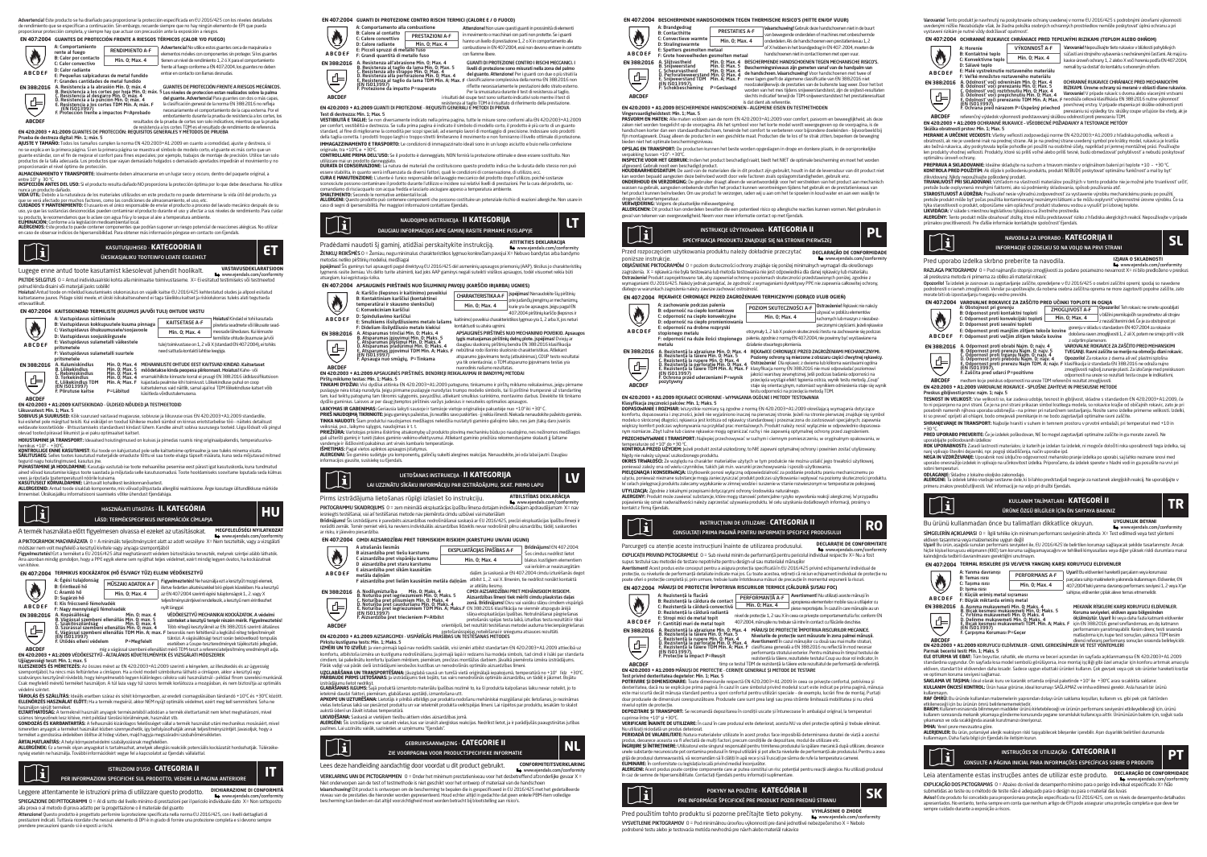**Advertencia!** Este producto se ha diseñado para proporcionar la protección especificada en EU 2016/425 con los niveles detallados de rendimiento que se especifican a continuación. Sin embargo, recuerde siempre que no hay ningún elemento de EPI que pueda proporcionar protección completa, y siempre hay que actuar con precaución ante la exposición a riesgos.

## EN 407:2004 GUANTES DE PROTECCIÓN FRENTE A RIESGOS TÉRMICOS (CALOR Y/O FUEGO)

A: Comportamiento frente al fuego
B: Calor por contacto
C: Calor convectivo
D: Calor radiante
E: Pequeñas salpicaduras de metal fundido
F: Grandes cantidades de metal fundido

| RENDIMIENTO A-F |
|---|
| Min. 0; Max. 4 |

**Advertencia!** No utilice estos guantes cerca de maquinaria o elementos móviles con componentes sin proteger. Si los guantes tienen un nivel de rendimiento 1, 2 o X para el comportamiento frente al fuego conforme a EN 407:2004, los guantes no deben entrar en contacto con llamas desnudas.

## EN 388:2016 GUANTES DE PROTECCIÓN FRENTE A RIESGOS MECÁNICOS.

A. Resistencia a la abrasión Mín. 0; Máx. 4
B. Resistencia a los cortes por hoja Mín. 0; Máx. 5
C. Resistencia al desgarro Mín. 0; Máx. 4
D. Resistencia a la punción Mín. 0; Máx. 4
E. Resistencia a los cortes TDM Mín. A; Máx. F (EN ISO13997)
F. Protección frente a impactos P=Aprobado

**Los niveles de protección están realizados sobre la palma del guante.** **Advertencia!** Para guantes con dos o más capas, la clasificación general de la norma EN 388:2016 no refleja necesariamente el comportamiento de la capa exterior. Por el embotamiento durante la prueba de resistencia a los cortes, los resultados de la prueba de cortes son solo indicativos, mientras que la prueba de resistencia a los cortes TDM es el resultado de rendimiento de referencia.

**EN 420:2003 + A1:2009 GUANTES DE PROTECCIÓN: REQUISITOS GENERALES Y MÉTODOS DE PRUEBA**

**Prueba de destreza digital: Mín. 1; Máx. 5**

**AJUSTE Y TAMAÑO:** Todos los tamaños cumplen la norma EN 420:2003+A1:2009 en cuanto a comodidad, ajuste y destreza, si no se explica en la primera página. Sin embargo, le recomendamos que pruebe los guantes antes de utilizarlos para garantizar que estén bien ajustados y resulten cómodos.

**ALMACENAMIENTO Y TRANSPORTE:** Idealmente deben almacenarse en un lugar seco y oscuro, dentro del paquete original, a entre 10° y 30°C.

**INSPECCIÓN ANTES DEL USO:** Si el producto resulta dañado NO proporciona la protección óptima por lo que debe desecharse. No utilice nunca un producto dañado.

**VIDA ÚTIL:** Debido a la naturaleza de los materiales utilizados en este producto no puede determinarse la vida útil del producto, ya que esta se ve afectada por muchos factores, como las condiciones de almacenamiento, el uso, etc.

**CUIDADOS Y MANTENIMIENTO:** El usuario es el único responsable de enviar el producto a proceso del lavado mecánico después de su uso, ya que las sustancias desconocidas pueden contaminar el producto durante el uso y afectar a sus niveles de rendimiento. Para cuidar su producto, le recomendamos que lo aclare con agua fría y lo seque al aire a temperatura ambiente.

**ELIMINACIÓN:** Conforme a la legislación medioambiental local.

**ALERGENOS:** Este producto puede contener componentes que podrían suponer un riesgo potencial de reacciones alérgicas. No utilizar en caso de observar indicios de hipersensibilidad. Para obtener más información póngase en contacto con Ejendals.

# KASUTUSJUHISED · KATEGOORIA II

## ÜKSIKASJALIKU TOOTEINFO LEHTE EISILEHELT

**VASTAVUSDEKLARATSIOON** www.ejendals.com/conformity

Lugege enne antud toote kasutamist käesolevat juhendit hoolikalt.

**PIKTOGRAMMIDE SELGITUS** 0 = Antud individuaalsele kohta alla miinimaalse toimivustaseme. X = Eisesttatud testimeetodis või testimeetod polnud kinda disaini või materjali jaoks sobilik.

**Hoiatus!** Antud toode on mõeldud kasutamiseks olukordas, kus on vajalik kaitse EU 2016/425 kehtestatud oludes ja allpool esitatud kaitsetaseme juures. Pidage siiski meeles, et ükski isikukaitsevahend ei taga täielikku kaitset ja riskioluorras tuleks alati tegutseda ettevaatlikult.

## EN 407:2004 KAITSEKINDAD TERMILISTE (KUUMUS JA/VÕI TULI) OHTUDE VASTU

A: Vastupidavus süttimisele
B: Vastupidavus kokkupuutele kuuma pinnaga
C: Vastupidavus õhukuumusele/soojavoole
D: Vastupidavus soojuskiirgusele
E: Vastupidavus sulametalli väikestele pritsmetele
F: Vastupidavus sulametalli suurtele pritsmetele

| KAITSETASE A-F |
|---|
| Min. 0; Max. 4 |

**Hoiatus!** Kindaid ei tohi kasutada liikuvate osadega seadmete või liikuvate osadega masinate läheduses. Kui kinnaste tuletõkke toimivustase on 1, 2 või X standardi EN 407:2004, ei tohi need sattuda kontakti lahtise leegiga.

## EN 388:2016 MEHAANILISTE OHTUDE EEST KAITSVAD KINDAD

A. Kulumiskindlus Min. 0; Max. 4
B. Lõikekindlus Min. 0; Max. 5
C. Rebenemiskindlus Min. 0; Max. 4
D. Torkekindlus Min. 0; Max. 4
E. Lõikekindlus TDM Min. A; Max. F (EN ISO13997)
F. Põrutuse kaitse P=Läbitud

**Kaitsetase on määratud kinda peopesalt.** **Hoiatus!** Kahe- või enama kihiliste kinnaste korral ei pruugi EN 388:2016 üldklassifikatsioon kajastada pealmise kihi toimivust. Lõiketakistuse testi ajal toimub nüristumine, seega lõiketesti tulemused on vaid suunavad, samas aga lõiketakistuse TDM test on võrdlustaseme toimivuse tulemus.

**EN 420:2003 + A1:2009 KAITSEKINDAD – ÜLDISED NÕUDED JA TESTIMEETODID**

**Liikuvustesti: Min. 1; Max. 5**

**SOBIVUS JA SUURUSED:** Kõik suurused vastavad mugavuse, sobivuse ja liikuvuse osas EN 420:2003+A1:2009 standardile, kui eelnevalt pole märgitud teisiti. Kui soovite siiski kindlust, proovige kindaid enne kasutamist.

**HOIUSTAMINE JA TRANSPORT:** Ideaalne hoiutingimused on kuivas ja pimedas ruumis ning originaalpakendis, temperatuurivahemikus +10°…+30°C.

**KONTROLL ENNE KASUTAMIST:** Kui toode on kahjustatud, siis selle kaitsetase optimaalne ja see tuleks minema visata.

**SÄILITUSAEG:** Selles tootes kasutatud materjalide omaduste tõttu ei saa toote eluiga täpselt määrata, kuna seda mõjutavad mitmed tegurid nagu hoiutingimused, kasutus jne.

**PUHASTAMINE JA HOOLDAMINE:** Kasutaja vastutab toote mehaanilise pesemise eest pärast igat kasutuskorda, kuna tundmatud ained võivad kasutamise käigus toote saastada ja mõjutada selle kaitsetaset. Toote hooldamiseks soovitame loputada seda külmas vees ja kuivatada toatemperatuuril.

**KASUTUSEST KÕRVALDAMINE:** Lähtuvalt kohalikest keskkonnanõuetest.

**ALLERGEENID:** Antud toode sisaldab komponente, mis võivad põhjustada allergilisi reaktsioone. Ülitundlikkuse ilmnemisel ärge kasutage toodet. Lisateabe saamiseks pöörduge Ejendalsi poole.

# HASZNÁLATI UTASÍTÁS · II. KATEGÓRIA

## LÁSD: TERMÉKSPECIFIKUS INFORMÁCIÓK CÍMLAPJA

**MEGFELELŐSÉGI NYILATKOZAT** www.ejendals.com/conformity

A termék használata előtt figyelmesen olvassa el ezeket az utasításokat.

**A PIKTOGRAMOK MAGYARÁZATA** 0 = A minimális teljesítményszint alatt az adott veszélyre. X = Nem tesztelték, vagy a vizsgálati módszer nem volt megfelelő a kesztyű kivitelezéséhez vagy anyagához.

**Figyelmeztetés!** Ezt a terméket az EU 2016/425 által meghatározott védelem biztosítására tervezték, melynek szintjei alább láthatók. Ám vegye figyelembe, hogy a PPE egyik eleme sem nyújt teljes védelmet, és mindig óvatosan kell eljárni a kockázatoknak való kitétel során.

## EN 407:2004 TERMIKUS KOCKÁZATOK (HŐ ÉS/VAGY TŰZ) ELLENI VÉDŐKESZTYŰ

A: Égési tulajdonság
B: Érintkező hő
C: Áramló hő
D: Sugárzó hő
E: Kis fröccsenő fémolvadék
F: Nagy mennyiségű fémolvadék

| MŰSZAKI ADATOK A-F |
|---|
| Min. 0; Max. 4 |

**Figyelmeztetés!** Ne használja ezt a kesztyűt mozgó elemek, illetve fedetlen alkatrészekkel bíró gépek közelében. Ha a kesztyű az EN 407:2004 szerinti égési tulajdonsága 1, 2 vagy X teljesítményszintjével rendelkezik, a kesztyű nem érintkezhet nyílt lánggal.

## EN 388:2016 VÉDŐKESZTYŰ MECHANIKAI KOCKÁZATOK ELLEN

A. Kopásállóság Min. 0; Max. 4
B. Vágással szembeni ellenállás Min. 0; Max. 5
C. Szakítószilárdság Min. 0; Max. 4
D. Szúrással szembeni ellenállás Min. 0; Max. 4
E. Vágással szembeni ellenállás TDM Min. A; Max. F (EN ISO13997)
F. Ütéssel elleni védelem P=Megfelelt

**A védelmi szintek a kesztyű tenyér részén mérik.** **Figyelmeztetés!** Több rétegű kesztyűknél az EN 388:2016 szerinti általános besorolás nem feltétlenül a legkülső réteg teljesítményét tükrözi. A vágásállósági teszt során bekövetkező tompulás elválasztó vágási teszt eredményei csak tájékoztató jellegűek, míg a vágással szembeni ellenállást mérő TDM teszt a referenciateljesítmény eredményét adja.

**EN 420:2003 + A1:2009 VÉDŐKESZTYŰ – ÁLTALÁNOS KÖVETELMÉNYEK ÉS VIZSGÁLATI MÓDSZEREK**

**Ujjügyességi teszt: Min. 1; max. 5**

**ILLESZKEDÉS ÉS MÉRETEZÉS:** Az összes méret az EN 420:2003+A1:2009 szerinti a kényelem, az illeszkedés és az ügyesség szempontjából, ha ennek más feltüntetése a címlapon. Ha a kívül mindenki számára kétségtelen a kesztyű megfelelő illeszkedését, kérjük, próbálja fel.

**TÁROLÁS ÉS SZÁLLÍTÁS:** Ideális esetben száraz és sötét környezetben, az eredeti csomagolásában tárolandó +10°C és +30°C között.

**ELLENŐRZÉS HASZNÁLAT ELŐTT:** Ha a termék megsérült, akkor NEM nyújt optimális védelmet, ezért meg kell semmisíteni. Soha ne használjon sérült terméket.

**ÉLETTARTAMA:** A termékhez használt anyagok természetéből adódóan a termék élettartamát nem lehet meghatározni, mivel számos tényezőtől függ, mint például a tárolási körülmények, használat stb.

**GONDOZÁS ÉS KARBANTARTÁS:** A felhasználó kizárólagos felelőssége, hogy a terméket mechanikus mosásnak vesse alá használat után, mivel ismeretlen anyagok a terméket használat közben szennyezhetik, így befolyásolhatják annak teljesítményszintjét. Javasoljuk, hogy a terméket a gondozása érdekében öblítse át hideg vízben, majd hagyja megszáradni szobahőmérsékleten.

**ÁRTALMATLANÍTÁS:** A helyi környezetvédelmi szabályoknak megfelelően.

**ALLERGÉNEK:** Ez a termék olyan anyagokat is tartalmazhat, amelyek allergiás reakciók potenciális kockázatát hordozhatják. Túlérzékenység esetén ne használja. További információkért vegye fel a kapcsolatot az Ejendals vállalattal.

# ISTRUZIONI D'USO · CATEGORIA II

## PER INFORMAZIONI SPECIFICHE SUL PRODOTTO, VEDERE LA PAGINA ANTERIORE

**DICHIARAZIONE DI CONFORMITÀ** www.ejendals.com/conformity

Leggere attentamente le istruzioni prima di utilizzare questo prodotto.

**SPIEGAZIONE DEI PITTOGRAMMI** 0 = Al di sotto del livello minimo di prestazioni per il pericolo individuale dato. X = Non sottoposto alla prova o al metodo di prova adatto per la progettazione o il materiale del guanto.

**Attenzione!** Questo prodotto è progettato per fornire la protezione specificata nella norma EU 2016/425, con i livelli dettagliati di prestazioni indicati. Tuttavia ricordate che nessun elemento di DPI è in grado di fornire una protezione completa e si devono sempre prendere precauzioni quando si è esposti a rischi.

## EN 407:2004 GUANTI DI PROTEZIONE CONTRO RISCHI TERMICI (CALORE E / O FUOCO)

A: Comportamento alla combustione
B: Calore al contatto
C: Calore convettivo
D: Calore radiante
E: Piccoli spruzzi di metallo fuso
F: Grandi quantità di metallo fuso

| PRESTAZIONI A-F |
|---|
| Min. 0; Max. 4 |

**Attenzione!** Non usare questi guanti in prossimità di elementi in movimento o macchinari con parti non protette. Se i guanti hanno un livello di prestazione 1, 2 o X in comportamento alla combustione in EN 407:2004, essi non devono entrare in contatto con fiamme libere.

## EN 388:2016 GUANTI DI PROTEZIONE CONTRO I RISCHI MECCANICI

A. Resistenza all'abrasione Min. 0; Max. 4
B. Resistenza al taglio da lama Min. 0; Max. 5
C. Resistenza allo strappo Min. 0; Max. 4
D. Resistenza alla perforazione Min. 0; Max. 4
E. Resistenza al taglio da lama TDM Min. A; Max. F (EN ISO13997)
F. Protezione da impatto P=superato

**I livelli di protezione sono misurati nella zona del palmo del guanto.** **Attenzione!** Per i guanti con due o più strati la classificazione complessiva della norma EN 388:2016 non riflette necessariamente le prestazioni dello strato esterno. Per la smussatura durante il test di resistenza al taglio, i risultati del coupe test sono soltanto indicativi solo mentre il test di resistenza al taglio TDM è il risultato di riferimento della prestazione.

**EN 420:2003 + A1:2009 GUANTI DI PROTEZIONE - REQUISITI GENERALI E METODI DI PROVA**

**Test di destrezza: Min. 1; Max. 5**

**VESTIBILITÀ E TAGLIE:** Se non diversamente indicato nella prima pagina, tutte le misure sono conformi alla EN 420:2003+A1:2009 per comfort, vestibilità e destrezza. Se sulla prima pagina è indicato il simbolo di modello corto, il prodotto è più corto di un guanto standard. Per essere certi della vestibilità dei guanti, si consiglia di provarli prima di utilizzarli.

**IMMAGAZZINAMENTO E TRASPORTO:** Le condizioni di immagazzinamento ideali sono in un luogo asciutto e buio nella confezione originale, tra +10°C e +30°C.

**CONTROLLARE PRIMA DELL'USO:** Se il prodotto è danneggiato, NON fornirà la protezione ottimale e deve essere sostituito. Non utilizzare mai un prodotto danneggiato.

**DURATA DI CONSERVAZIONE:** La natura dei materiali che costituiscono questo prodotto indica che la durata dello stesso non può essere stabilita, in quanto verrà influenzata da diversi fattori, quali le condizioni di conservazione, di utilizzo, ecc.

**CURA E MANUTENZIONE:** L'utente è l'unico responsabile del lavaggio meccanico del prodotto dopo l'utilizzo, poiché sostanze sconosciute possono contaminare il prodotto durante l'utilizzo e incidere sui relativi livelli di prestazioni. Per la cura del prodotto, si consiglia di sciacquarlo con acqua fredda e lasciarlo asciugare appeso a temperatura ambiente.

**SMALTIMENTO:** Secondo le normative ambientali locali.

**ALLERGENI:** Questo prodotto può contenere componenti che possono costituire un potenziale rischio di reazioni allergiche. Non usare in caso di segni di ipersensibilità. Per maggiori informazioni contattare Ejendals.

# NAUDOJIMO INSTRUKCIJA · II KATEGORIJA

## DAUGIAU INFORMACIJOS APIE GAMINĮ RASITE PIRMAME PUSLAPYJE

**ATITIKTIES DEKLARACIJA** www.ejendals.com/conformity

Pradėdami naudoti šį gaminį, atidžiai perskaitykite instrukciją.

**ŽENKLŲ REIKŠMĖS** 0 = Žemiau negu minimalus charakteristikos lygmuo konkrečiam pavojui X= Nebuvo bandyta arba bandymo metodas netiko pirštinių modeliui, medžiagai.

**Įspėjimas!** Šis gaminys turi apsaugoti pagal direktyvą EU 2016/425 dėl asmeninių apsaugos priemonių (AAP), tiksliau pagal žemiau nurodytus rodiklius. Tačiau visada turite atsiminti, kad jokia AAP negali suteikti visiškos apsaugos, todėl visuomet reikia būti atsargiam, kai egzistuoja rizika.

## EN 407:2004 APSAUGINĖS PIRŠTINĖS NUO ŠILUMINIŲ PAVOJŲ (KARŠČIO IR/ARBA UGNIES)

A: Karščio (degumo ir kaitinimo) poveikiui
B: Kontaktinis karščiui (kontaktinė temperatūra) ir skausmo slenksčiui)
C: Konvekciniam karščiui
D: Spinduliavimo karščiui
E: Smulkiems išsilydžiusio metalo lašams
F: Dideliam išsilydžiusio metalo kiekiui

| CHARAKTERISTIKA A-F |
|---|
| Min. 0; Max. 4 |

**Įspėjimas!** Nenaudokite šių pirštinių prie judančių elementų ar mechanizmų, kurie yra be apsaugos. Jeigu pagal EN 407:2004 pirštinių karščio (degumo ir kaitinimo) poveikio charakteristikos lygmuo yra 1, 2 arba X, jos neturi kontaktuoti su atvira ugnimi.

## EN 388:2016 APSAUGINĖS PIRŠTINĖS NUO MECHANINIO POVEIKIO.

A. Atsparumas trinčiai Min. 0; Maks. 4
B. Atsparumas įpjovimui Min. 0; Maks. 5
C. Atsparumas plyšimui Min. 0; Maks. 4
D. Atsparumas pradūrimui Min. 0; Maks. 4
E. Atsparumas įpjovimui TDM Min. A; Maks. F (EN ISO13997)
F. Apsauga nuo smūgių. P=Tinkama

**Apsaugos lygis matuojamas pirštinių delno pusėje.** **Įspėjimas!** Dviejų ar daugiau sluoksnių pirštinių bendra EN 388:2016 klasifikacija nebūtinai rodo išorinio sluoksnio charakteristikas. Atliekant atsparumo įpjovimams testą (atbukėjimas), COUP testo rezultatai yra tik orientaciniai, o TDM atsparumo įpjovimams testas yra nuorodinis našumo rezultatas.

**EN 420:2003 + A1:2009 APSAUGINĖS PIRŠTINĖS. BENDRIEJI REIKALAVIMAI IR BANDYMŲ METODAI**

**Pirštų miklumo testas: Min. 1; Maks. 5**

**TINKAMI DYDŽIAI:** Visi dydžiai atitinka EN 420:2003+A1:2009 patogumo, tinkamumo ir pirštų miklumo reikalavimus, jeigu pirmame puslapyje nėra kitaip nurodyta. Jeigu pirmame puslapyje nurodytas trumpo modelio simbolis, tai šis pirštinės trumpesnės nei įprastai. Tam, kad tiktų, patikrinkite tinkamumą.

**LAIKYMAS IR GABENIMAS:** Geriausia laikyti sausoje ir tamsioje vietoje originalioje pakuotėje nuo +10° iki +30° C.

**PRIEŠ NAUDOJIMĄ PATIKRINTI:** Jeigu gaminys pažeistas, jis NEBUS tiekiamas optimaliai. Niekada nenaudokite pažeisto gaminio.

**TINKA NAUDOTI:** Šiam produktui naudojamos medžiagos neleidžia nustatyti gaminio galiojimo laiko, nes jam įtaką daro įvairūs veiksniai, pvz., laikymo sąlygos, naudojimas ir t. t.

**PRIEŽIŪRA:** Vartotojas prisiima išskirtinę atsakomybę už produkto plovimą mechaniniu būdu po naudojimo, nes nežinomos medžiagos gali užteršti gaminį ir turėti įtakos gaminio veikimo efektyvumui. Atliekant gaminio priežiūrą rekomenduojame skalauti jį šaltame vandenyje ir džiovinti pakabinus ant virvės kambario temperatūroje.

**IŠMETIMAS:** Pagal vietos aplinkos apsaugos įstatymus.

**ALERGENAI:** Šio gaminio sudėtyje yra komponentų, galinčių sukelti alergines reakcijas. Nenaudokite, jei oda labai jautri. Daugiau informacijos gausite, susisiekę su Ejendals.

# LIETOŠANAS INSTRUKCIJA · II KATEGORIJA

## LAI UZZINĀTU SĪKĀKU INFORMĀCIJU PAR IZSTRĀDĀJUMU, SKAT. PIRMO LAPU

**ATBILSTĪBAS DEKLARĀCIJA** www.ejendals.com/conformity

Pirms izstrādājuma lietošanas rūpīgi izlasiet šo instrukciju.

**PIKTOGRAMMU SKAIDROJUMS** 0 = zem minimālā ekspluatācijas īpašību līmeņa dotajam individuālajam apdraudējumam. X= nav ieviešana testēšanai, vai arī testēšanas metode nav piemērota cimdu uzbūvei vai materiālam.

**Brīdinājums!** Šis izstrādājums ir paredzēts aizsardzības nodrošināšanai saskaņā ar EU 2016/425, precīzi ekspluatācijas īpašību līmeņi ir norādīti zemāk. Tomēr vienmēr vērā, ka neviens individuālās aizsardzības līdzeklis nenodrošina pilnīgu aizsardzību, tādēļ, saskaroties ar risku, ir jāievēro piesardzība.

## EN 407:2004 CIMDI AIZSARDZĪBAI PRET TERMISKIEM RISKIEM (KARSTUMU UN/VAI UGUNI)

A: Degšanas īpašības
B: Aizsardzība pret tiešu karstumu
C: Aizsardzība pret konvektīvu karstumu
D: Aizsardzība pret starojuma karstumu
E: Aizsardzība pret šķidra metāla šļakatām
F: Aizsardzība pret lielām izkausēta metāla daļiņām

| EKSPLUATĀCIJAS ĪPAŠĪBAS A-F |
|---|
| Min. 0; Max. 4 |

**Brīdinājums!** EN 407:2004: Šos cimdus nedrīkst lietot blakus kustīgiem elementiem vai iekārtām ar neaizsargātām daļām. Ja saskaņā ar EN 407:2004 cimdu uzliesmošanas degšanas līmenis ir 1, 2 vai X, tiem nedrīkst nonākt saskarē ar atklātu liesmu.

## EN 388:2016 CIMDI AIZSARDZĪBAI PRET MEHĀNISKIEM RISKIEM

A. Nodilumizturība Min. 0; Maks. 4
B. Noturība pret iegriezumiem Min. 0; Maks. 5
C. Noturība pret plīsumiem Min. 0; Maks. 4
D. Noturība pret caurduršanu Min. 0; Maks. 4
E. Noturība pret iegriezumiem TDM Min. A; Maks. F (EN ISO13997)
F. Aizsardzība pret triecieniem P=Atbilst

**Aizsardzības līmenis tiek mērīts cimdu plaukstas daļas zonā. Brīdinājums!** Divu vai vairāku slāņu cimdiem vispārējā EN 388:2016 klasifikācija ne vienmēr atspoguļo ārējā slāņa ekspluatācijas īpašības. Notrulināšanas dēļ iegriezuma pretestības spējas testa laikā, iztaftīvas testa rezultāti ir tikai orientējoši, bet noturības pret iegriezumiem TDM tests ir rezultāts.

**EN 420:2003 + A1:2009 AIZSARGCIMDI - VISPĀRĪGĀS PRASĪBAS UN TESTĒŠANAS METODES**

**Pirkstu kustīgums tests: Min. 1; Maks. 5**

**IZMĒRI UN TO IZVĒLE:** Ja vien pirmajā lapā nav norādīts savādāk, visi izmēri atbilst standartam EN 420:2003+A1:2009 attiecībā uz komfortu, atbilstību izmēra un kustīguma nodrošināšanu. Ja pirmajā lapā ir redzams īsa modeļa simbols, tad cimdi ir īsāki par standarta cimdiem. Lai pārliecinātos par cimdu atbilstību, pirms to lietošanas tie ir jāpielaiko.

**GLABĀŠANAS IZGUMS:** Šajā produktā izmantoto materiālu īpašību dēļ nav iespējams noteikt produkta derīguma termiņu.

**UZGLABĀŠANA UN TRANSPORTĒŠANA:** Ideāli glabāt sausā un tumšā vietā oriģinālajā iepakojumā, temperatūrā no +10° līdz +30°C.

**PĀRBAUDE PIRMS LIETOŠANAS:** Ja izstrādājums tiek bojāts, tas vairs nenodrošina optimālo aizsardzību, un tādēļ ir jāizmet. Bojātu izstrādājumu lietot nedrīkst.

**APKOPE UN UZTURĒŠANA:** Lietotājs ir pilnībā atbildīgs par produkta mehānisku mazgāšanu pēc lietošanas, jo lietošanas laikā nezināmas vielas var piesārņot produktu un ietekmēt tā aizsardzības līmeni. Lai rūpētos par produktu, iesakām to skalot aukstā ūdenī un žāvēt istabas temperatūrā.

**LIKVIDĒŠANA:** Saskaņā ar vietējiem vides aizsardzības likumiem.

**ALERĢĒNI:** Šis izstrādājums var saturēt vielas, kas var izraisīt alerģiskas reakcijas. Nedrīkst lietot, ja ir paaugstinātas jutības pazīmes. Lai uzzinātu vairāk, sazinieties ar uzņēmumu "Ejendals".

# GEBRUIKSAANWIJZING · CATEGORIE II

## ZIE VOORPAGINA VOOR PRODUCTSPECIFIEKE INFORMATIE

**CONFORMITEITSVERKLARING** www.ejendals.com/conformity

Lees deze handleiding aandachtig door voordat u dit product gebruikt.

**VERKLARING VAN DE PICTOGRAMMEN** 0 = Onder het minimum prestatieniveau voor het desbetreffende individuele gevaar X = Niet onderworpen aan de test of testmethode is niet geschikt voor het ontwerp of materiaal van de handschoen

**Waarschuwing!** Dit product is ontworpen om de bescherming te bieden die is gespecificeerd in EU 2016/425 met het gedetailleerde niveau van de prestaties die hieronder worden geïnventariseerd. Houd echter altijd in gedachte dat geen enkele PBM-item volledige bescherming kan bieden en dat altijd voorzichtigheid moet worden betracht bij blootstelling aan risico's.

## EN 407:2004 BESCHERMENDE HANDSCHOENEN TEGEN THERMISCHE RISICO'S (HITTE EN/OF VUUR)

A: Brandgedrag
B: Contacthitte
C: Convectieve warmte
D: Stralingswarmte
E: Spetters gesmolten metaal
F: Grote hoeveelheden gesmolten metaal

| PRESTATIES A-F |
|---|
| Min. 0; Max. 4 |

**Waarschuwing!** Gebruik deze handschoenen niet in de buurt van bewegende onderdelen of machines met onbeschermde onderdelen. Als de handschoenen een prestatieniveau 1, 2 of X hebben in het brandgedrag in EN 407:2004, moeten de handschoenen niet in contact komen met open vuur.

## EN 388:2016 BESCHERMENDE HANDSCHOENEN TEGEN MECHANISCHE RISICO'S.

A. Slijtvastheid Min. 0; Max. 4
B. Snijbestendigheid Min. 0; Max. 5
C. Scheurvastheid Min. 0; Max. 4
D. Perforatiebestendigheid Min. 0; Max. 4
E. Snijbestendigheid TDM Min. A; Max. F (EN ISO13997)
F. Schokbescherming P=Geslaagd

**Beschermingsniveaus zijn gemeten vanaf van de handpalm van de handschoen. Waarschuwing!** Voor handschoenen met twee of meer lagen geeft de algemene classificatie van EN 388:2016 niet noodzakelijkerwijs de prestaties van de buitenste laag weer. Door het bot worden van het mes tijdens snijweerstandstest, zijn de snijtest-resultaten slechts indicatief terwijl de TDM-snijweerstandstest het prestatieresultaat dat dient als referentie.

**EN 420:2003 + A1:2009 BESCHERMENDE HANDSCHOENEN – ALGEMENE EISEN EN TESTMETHODEN**

**Vingervaardigheidstest: Min. 1; Max. 5**

**PASVORM EN MATEN:** Alle maten voldoen aan de norm EN 420:2003+A1:2009 voor comfort, pasvorm en bewegelijkheid, als deze zaken niet worden toegelicht op de voorpagina. Als het symbool voor het korte model wordt weergegeven op de voorpagina, is de handschoen korter dan een standaardhandschoen. Verzeker het comfort te verbeteren voor deze handschoen, probeer deze dan in de juiste maat.

**OPSLAG EN TRANSPORT:** De producten kunnen het beste worden opgeslagen in droge en donkere plaats, in de oorspronkelijke verpakking tussen +10° - +30°C.

**INSPECTIE VOOR HET GEBRUIK:** Indien het product beschadigd raakt, biedt het NIET de optimale bescherming en moet het worden afgevoerd. Gebruik nooit een beschadigd product.

**HOUDBAARHEIDSDATUM:** De aard van de materialen die in dit product zijn gebruikt, houdt in dat de levensduur van dit product niet kan worden bepaald aangezien deze beïnvloed wordt door vele factoren zoals opslagomstandigheden, gebruik enz.

**ONDERHOUD EN VERZORGING:** De gebruiker draagt alleen de verantwoordelijkheid voor het wassen van het product aan mechanisch wassen na gebruik, aangezien onbekende stoffen het product kunnen verontreinigen tijdens het gebruik en de prestatieniveaus van het product kunnen beïnvloeden. Om uw product te verzorgen, raden wij u aan om het te spoelen in koud water en aan een waslijn te drogen bij kamertemperatuur.

**VERWIJDERING:** Volgens de plaatselijke milieuwetgeving.

**ALLERGENEN:** Dit product kan onderdelen bevatten die een potentieel risico op allergische reacties kunnen vormen. Niet gebruiken in geval van tekenen van overgevoeligheid. Neem voor meer informatie contact op met Ejendals.

# INSTRUKCJE UŻYTKOWANIA · KATEGORIA II

## SPECYFIKACJA PRODUKTU ZNAJDUJE SIĘ NA STRONIE PIERWSZEJ

**DEKLARACJA DE CONFORMIDADE** www.ejendals.com/conformity

Przed rozpoczęciem użytkowania produktu należy dokładnie przeczytać poniższe instrukcje.

**OBJAŚNIENIE PIKTOGRAMÓW** 0 = poziom skuteczności ochrony znajduje się poniżej minimalnych wymagań dla określonego zagrożenia. X = rękawica nie była testowana lub metoda testowania nie jest odpowiednia dla danej rękawicy lub materiału.

**Ostrzeżenie!** Produkt zaprojektowano tak, aby zapewniał ochronę zgodnie z rozporządzeniem i przedstawionymi poniżej. Jednak wymaganiami EU 2016/425. Należy jednak pamiętać, że zgodnie z wymaganiami dyrektywy PPE nie zapewnia całkowitej ochrony, dlatego w warunkach zagrożenia należy zawsze zachować ostrożność.

## EN 407:2004 RĘKAWICE CHRONIĄCE PRZED ZAGROŻENIAMI TERMICZNYMI (GORĄCO I/LUB OGIEŃ)

A: zachowanie podczas palenia
B: odporność na ciepło kontaktowe
C: odporność na ciepło konwekcyjne
D: odporność na ciepło promieniowania
E: odporność na drobne rozpryski stopionego metalu
F: odporność na duże ilości stopionego metalu

| POZIOM SKUTECZNOŚCI A-F |
|---|
| Min. 0; Max. 4 |

**Ostrzeżenie!** Rękawic nie należy używać w pobliżu elementów ruchomych lub maszyn z niezabezpieczonymi częściami. Jeżeli rękawice otrzymały 1, 2 lub X poziom skuteczności testu na zachowanie podczas palenia zgodnie z normą EN 407:2004, nie powinny być wystawiane na działanie otwartego ognia.

## EN 388:2016 RĘKAWICE OCHRONNE PRZED ZAGROŻENIAMI MECHANICZNYMI.

A. Odporność na ścieranie Min. 0; Maks. 4
B. Odporność na przecięcie nożem Min. 0; Maks. 5
C. Odporność na rozdzieranie Min. 0; Maks. 4
D. Odporność na przekłucie Min. 0; Maks. 4
E. Odporność na przecięcie TDM Min. A; Maks. F (EN ISO13997)
F. Ochrona przed uderzeniami P=wynik pozytywny

**Poziomy ochrony są mierzone z obszaru części chwytnej rękawicy. Ostrzeżenie!** Dla rękawic z dwiema lub kilkoma warstwami ogólna klasyfikacja normy EN 388:2016 nie musi odzwierciedlać poziomu jakości warstwy zewnętrznej. Jeśli podczas badania odporności na przecięcie wystąpi efekt tępienia ostrza, wynik testu metodą „Coup" stanowi jedynie wskazówkę, natomiast wynikiem odniesienia staje się wynik testu odporności na przecięcie metodą TDM.

**EN 420:2003 + A1:2009 RĘKAWICE OCHRONNE – WYMAGANIA OGÓLNE I METODY TESTOWANIA**

**Klasyfikacja zręczności palców: Min. 1; Maks. 5**

**DOPASOWANIE I ROZMIAR:** Wszystkie rozmiary są zgodne z normą EN 420:2003+A1:2009 określającą wymagania dotyczące komfortu, dopasowania i zręczności, jeżeli nie wyjaśniono inaczej na pierwszej stronie. Jeżeli na pierwszej stronie pokazano symbol krótszego modelu, rękawica jest krótsza od rękawicy standardowej.

**PRZECHOWYWANIE I TRANSPORT:** Najlepiej przechowywać w suchym i ciemnym pomieszczeniu, w oryginalnym opakowaniu, w temperaturze od +10° do +30 °C.

**KONTROLA PRZED UŻYCIEM:** Jeżeli produkt został uszkodzony, to NIE zapewni optymalnej ochrony i powinien zostać utylizowany. Nigdy nie należy używać uszkodzonego produktu.

**OKRES TRWAŁOŚCI:** Ze względu na charakter materiałów użytych w tym produkcie nie można ustalić jego trwałości użytkowej, ponieważ zależy ona od wielu czynników, takich jak m.in. warunki przechowywania i sposób użytkowania.

**PIELĘGNACJA I KONSERWACJA:** Użytkownik ponosi wyłączną odpowiedzialność za poddanie produktu praniu mechanicznemu po użyciu, ponieważ nieznane substancje mogą zanieczyszczać produkt podczas użytkowania i wpływać na poziomy ochrony produktu. W celach pielęgnacji produktu zalecamy wypłukanie w zimnej wodzie i suszenie w stanie rozwieszonym w temperaturze pokojowej.

**UTYLIZACJA:** Zgodnie z lokalnymi przepisami dotyczącymi ochrony środowiska naturalnego.

**ALERGENY:** Produkt może zawierać substancje, które mogą stanowić potencjalne ryzyko wywołania reakcji alergicznych. W przypadku pojawienia się oznak nadwrażliwości należy zaprzestać używania produktu. W celu uzyskania dodatkowych informacji, prosimy o kontakt z firmą Ejendals.

# INSTRUCȚIUNI DE UTILIZARE · CATEGORIA II

## CONSULTAȚI PRIMA PAGINĂ PENTRU INFORMAȚII SPECIFICE PRODUSULUI

**DECLARAȚIE DE CONFORMITATE** www.ejendals.com/conformity

Parcurgeți cu atenție aceste instrucțiuni înainte de utilizarea produsului.

**EXPLICAȚII PRIVIND PICTOGRAMELE** 0 = Sub nivelul minim de performanță pentru pericolul individual respectiv X= Nu a fost supus testului sau metoda de testare nepotrivită pentru design-ul sau materialul mănușilor

**Avertisment!** Acest produs este conceput pentru a asigura protecția specificată în EU 2016/425 privind echipamentul individual de protecție, cu nivelurile de performanță detaliate indicate mai jos. Cu toate acestea, rețineți că niciun echipament individual de protecție nu poate oferi o protecție completă și, prin urmare, trebuie luate întotdeauna măsuri de precauție în momentul expunerii la riscuri.

## EN 407:2004 MĂNUȘI DE PROTECȚIE ÎMPOTRIVA RISCURILOR TERMICE (CĂLDURĂ ȘI/SAU FOC)

A: Rezistență la flacără
B: Rezistența la căldura de contact
C: Rezistența la căldura convectivă
D: Rezistența la căldura radiantă
E: Stropi mici de metal topit
F: Cantități mari de metal topit

| PERFORMANȚĂ A-F |
|---|
| Min. 0; Max. 4 |

**Avertisment!** Nu utilizați aceste mănuși în apropierea elementelor mobile sau a utilajelor cu piese neprotejate. În cazul în care mănușile au un nivel de performanță 1, 2 sau X în ceea ce privește comportamentul la foc, conform EN 407:2004, mănușile nu trebuie să intre în contact cu flăcări deschise.

## EN 388:2016 MĂNUȘI DE PROTECȚIE ÎMPOTRIVA RISCURILOR MECANICE

A. Rezistența la abraziune Min. 0; Max. 4
B. Rezistența la tăiere Min. 0; Max. 5
C. Rezistența la rupere Min. 0; Max. 4
D. Rezistența la perforare Min. 0; Max. 4
E. Rezistența la tăiere TDM Min. A; Max. F (EN ISO13997)
F. Protecție la impact P=Reușit

**Nivelurile de protecție sunt măsurate în zona palmei mănușii. Avertisment!** În cazul mănușilor cu două sau mai multe straturi, clasificarea generală a EN 388:2016 nu reflectă în mod necesar performanța stratului exterior. Pentru tocirea lamei în timpul testului de rezistență la tăiere, rezultatele testului de tip „coupe" sunt doar orientative, în timp ce testul TDM de rezistență la tăiere este rezultatul de performanță de referință.

**EN 420:2003 + A1:2009 MĂNUȘI DE PROTECȚIE. CERINȚE GENERALE ȘI METODE DE TESTARE**

**Test privind dexteritatea degetelor: Min. 1; Max. 5**

**POTRIVIRE ȘI DIMENSIONARE:** Toate dimensiunile respectă EN 420:2003+A1:2009 în ceea ce privește confortul, potrivirea și dexteritatea, dacă nu se explică pe prima pagină. În cazul în care simbolul privind modelul scurt este indicat pe prima pagină, mănușa este mai scurtă decât mănușa standard. Pentru a vă asigura că mănușa vi se potrivește, vă recomandăm să o încercați înainte de utilizare.

**DEPOZITARE ȘI TRANSPORT:** Se recomandă depozitarea în condiții uscate și întunecoase în ambalajul original, la temperaturi cuprinse între +10° și +30°C.

**VERIFICARE ÎNAINTE DE UTILIZARE:** În cazul în care produsul este deteriorat, acesta NU va oferi protecție optimă și trebuie eliminat. Nu utilizați niciodată un produs deteriorat.

**PERIOADA DE VALABILITATE:** Natura materialelor utilizate în acest produs face imposibilă determinarea duratei de viață a acestui produs, deoarece aceasta va fi afectată de mulți factori, precum condițiile de depozitare, modul de utilizare etc.

**ÎNGRIJIRE ȘI ÎNTREȚINERE:** Utilizatorul este singurul responsabil pentru trimiterea produsului la spălare mecanică după utilizare, deoarece unele substanțe necunoscute pot contamina produsul în timpul utilizării și pot afecta nivelurile de performanță ale produsului. Pentru a avea grijă de produsul dumneavoastră, vă recomandăm să îl clătiți în apă rece și să îl uscați pe sârma de rufe la temperatura camerei.

**ELIMINARE:** În conformitate cu legislația locală privind mediul înconjurător.

**ALERGENI:** Acest produs poate conține componente care ar putea constitui un risc potențial pentru reacții alergice. Nu utilizați produsul în caz de semne de hipersensibilitate. Contactați Ejendals pentru informații suplimentare.

# POKYNY NA POUŽITIE · KATEGÓRIA II

## PRE INFORMÁCIE ŠPECIFICKÉ PRE PRODUKT POZRI PREDNÚ STRANU

**VYHLÁSENIE O ZHODE** www.ejendals.com/conformity

Pred použitím tohto produktu si pozorne prečítajte tieto pokyny.

**VYSVETLENIE PIKTOGRAMOV** 0 = Pod minimálnou úrovňou výkonnosti pre dané jednotlivé nebezpečenstvo X = Nebolo podrobené testu alebo je testovacia metóda nevhodná pre návrh alebo materiál rukavice

**Varovanie!** Tento produkt je navrhnutý na poskytovanie ochrany uvedenej v norme EU 2016/425 s podrobnými úrovňami výkonnosti uvedenými nižšie. Nezabúdajte však, že žiadna položka osobných ochranných prostriedkov nemôže poskytnúť úplnú ochranu a pri vystavení rizikám je nutné vždy dodržiavať opatrnosť.

## EN 407:2004 OCHRANNÉ RUKAVICE CHRÁNIACE PRED TEPELNÝMI RIZIKAMI (TEPLOM ALEBO OHŇOM)

A: Horenie
B: Kontaktné teplo
C: Konvektívne teplo
D: Sálavé teplo
E: Malé vystreknutie roztaveného materiálu
F: Veľké množstvo roztaveného materiálu

| VÝKONNOSŤ A-F |
|---|
| Min. 0; Max. 4 |

**Varovanie!** Nepoužívajte tieto rukavice v blízkosti pohyblivých súčastí ani strojného vybavenia s nechránenými časťami. Ak majú rukavice úroveň ochrany 1, 2 alebo X voči horeniu podľa EN 407:2004, nemali by sa dostať do kontaktu s otvoreným ohňom.

## EN 388:2016 OCHRANNÉ RUKAVICE CHRÁNIACE PRED MECHANICKÝMI RIZIKAMI.

A. Odolnosť voči oderu Min. 0; Max. 4
B. Odolnosť voči prerezaniu Min. 0; Max. 5
C. Odolnosť voči roztrhnutiu Min. 0; Max. 4
D. Odolnosť voči prepichnutiu Min. 0; Max. 4
E. Odolnosť voči prerezaniu TDM Min. A; Max. F (EN ISO13997)
F. Ochrana pred nárazom P=Úspešný priechod

**Úrovne ochrany sú merané v dlaňovej časti rukavice. Varovanie!** V prípade rukavíc s dvoma alebo viacerými vrstvami nemusí celková klasifikácia EN 388:2016 nutne odrážať výkonnosť vonkajšej vrstvy. Počas otupenia čepele pri skúške odolnosti proti prerezaniu sú výsledky coupe testu iba orientačné, zatiaľ čo výsledok skúšky odolnosti proti prerezaniu TDM je referenčný výsledok výkonnosti.

**EN 420:2003 + A1:2009 OCHRANNÉ RUKAVICE – VŠEOBECNÉ POŽIADAVKY A TESTOVACIE METÓDY**

**Skúška obratnosti prstov: Min. 1; Max. 5**

**MERANIE A URČENIE VEĽKOSTI:** Všetky veľkosti zodpovedajú norme EN 420:2003+A1:2009 z hľadiska pohodlia, veľkosti a obratnosti, ak nie je uvedené inak na prednej strane. Ak je na prednej strane uvedený symbol pre krátky model, rukavica je kratšia ako bežná rukavica; aby ste si boli istí, že rukavica dobre sedí, odporúčame si ju pred použitím vyskúšať.

**SKLADOVANIE A PREPRAVA:** Ideálne skladujte na suchom a tmavom mieste v originálnom balení pri teplote +10 – +30 °C.

**KONTROLA PRED POUŽITÍM:** Ak dôjde k poškodeniu produktu, produkt NEBUDE poskytovať optimálnu funkčnosť a mal by byť zlikvidovaný. Nikdy nepoužívajte poškodený produkt.

**TRVANLIVOSŤ PRI SKLADOVANÍ:** Vzhľadom na vlastnosti materiálov použitých v tomto produkte nie je možné jeho trvanlivosť určiť, pretože bude ovplyvnená mnohými faktormi, ako sú podmienky skladovania, spôsob používania atď.

**STAROSTLIVOSŤ A ÚDRŽBA:** Používateľ nesie výhradnú zodpovednosť za vystavenie výrobku mechanickému praniu po použití, pretože produkt môže byť počas používania kontaminovaný neznámymi látkami a tie môžu ovplyvniť výkonnostné úrovne výrobku. Čo sa týka starostlivosti o produkt, odporúčame vám výplachovať studenou vodou a vysušiť pri izbovej teplote.

**LIKVIDÁCIA:** V súlade s miestnou legislatívou týkajúcou sa životného prostredia.

**ALERGÉNY:** Tento produkt môže obsahovať zložky, ktoré môžu predstavovať riziko z hľadiska alergických reakcií. Nepoužívajte v prípade príznakov precitlivenosti. Pre ďalšie informácie kontaktujte spoločnosť Ejendals.

# NAVODILA ZA UPORABO · KATEGORIJA II

## INFORMACIJE O IZDELKU SO NA VOLJO NA PRVI STRANI

**IZJAVA O SKLADNOSTI** www.ejendals.com/conformity

Pred uporabo izdelka skrbno preberite ta navodila.

**RAZLAGA PIKTOGRAMOV** 0 = Pod minimalno stopnjo zmogljivosti za podano posamezno nevarnost X= ni bilo predloženo v preskus ali preskusna metoda ni primerna za obliko ali material rokavic.

**Opozorilo!** Ta izdelek je zasnovan za zagotavljanje zaščite, opredeljene v EU 2016/425 o osebni zaščitni opremi, spodaj so navedene podrobnosti o ravneh zmogljivosti. Vendar pa upoštevajte, da nobena osebna zaščitna oprema ne more zagotoviti popolne zaščite, zato morate biti ob izpostavljanju tveganju vedno previdni.

## EN 407:2004 VAROVALNE ROKAVICE ZA ZAŠČITO PRED UČINKI TOPLOTE IN OGNJA

A: Obstojnost pri gorenju
B: Odpornost proti kontaktni toploti
C: Odpornost proti konvekcijski toploti
D: Odpornost proti sevalni toploti
E: Odpornost proti manjšim zlitjem tekoče kovine
F: Odpornost proti večjim zlitjem tekoče kovine

| ZMOGLJIVOST A-F |
|---|
| Min. 0; Max. 4 |

**Opozorilo!** Teh rokavic ne smete uporabljati v bližini premikajočih se predmetov ali strojev z nezaščitenimi deli. Če je za obstojnost pri gorenju v skladu s standardom EN 407:2004 za rokavice določena raven zmogljivosti 1, 2 ali X, potem ne smejo priti v stik z odprtim plamenom.

## EN 388:2016 VAROVALNE ROKAVICE ZA ZAŠČITO PRED MEHANSKIMI TVEGANJI

A. Odpornost proti obrabi Najm. 0; najv. 4
B. Odpornost proti prerezu Najm. 0; najv. 5
C. Odpornost proti trganju Najm. 0; najv. 4
D. Odpornost proti prebodu Najm. 0; najv. 4
E. Odpornost proti prerezu Najm TDM. A; najv. F (EN ISO13997)
F. Zaščita pred udarci P=opravljeno

**Stopnje zaščite so merjene na območju dlani rokavic. Opozorilo!** Za rokavice z dvema ali več plastmi splošna klasifikacija po EN 388:2016 ne odraža nujno zmogljivosti najbolj zunanje plasti. Za določanje med preskusom odpornosti na urez so rezultati testa coupe le indikativni, medtem ko je preskus odpornosti na urez TDM referenčni rezultat zmogljivosti.

**EN 420:2003 + A1:2009 VAROVALNE ROKAVICE – SPLOŠNE ZAHTEVE IN PRESKUSNE METODE**

**Preskus gibljivosti prstov: najm. 1; najv. 5**

**TESNOST IN VELIKOST:** Vse velikosti so, kar zadeva udobje, tesnost in gibljivost, skladne s standardom EN 420:2003+A1:2009, če to ni pojasnjeno na prvi strani. Če je na prvi strani prikazan simbol krajšega modela, so rokavice krajše od običajnih rokavic. Da boste prepričani o ustreznosti rokavic, vam priporočamo, da jih pred uporabo pomerite.

**SHRANJEVANJE IN TRANSPORT:** Najbolje hraniti v suhem in temnem prostoru v prvotni embalaži, pri temperaturi med +10 in +30°C.

**PRED UPORABO PREVERITE:** Če je izdelek poškodovan, NE bo mogel zagotavljati optimalne zaščite in ga morate zavreči. Ne uporabljajte poškodovanih izdelkov.

**ROK UPORABNOSTI:** Zaradi lastnosti materialov, iz katerih je izdelan ta izdelek, ni mogoče določiti roka uporabnosti tega izdelka, saj nanj vplivajo številni dejavniki, npr. pogoji skladiščenja, način uporabe itd.

**NEGA IN VZDRŽEVANJE:** Uporabnik nosi izključno odgovornost mehansko pranje izdelka po uporabi, saj lahko neznane snovi med uporabo onesnažijo izdelek in vplivajo na učinkovitost izdelka. Priporočamo, da izdelek sperete v hladni vodi in ga posušite na vrvi pri sobni temperaturi.

**ODLAGANJE:** Skladno z lokalno okoljsko zakonodajo.

**ALERGENI:** Ta izdelek lahko vsebuje sestavne dele, ki bi lahko predstavljali tveganje za nastanek alergijskih reakcij. Ne uporabljajte v primeru znakov preobčutljivosti. Več informacij je na voljo pri družbi Ejendals.

# KULLANIM TALİMATLARI · KATEGORİ II

## ÜRÜNE ÖZGÜ BİLGİLER İÇİN ÖN SAYFAYA BAKINIZ

**UYGUNLUK BEYANI** www.ejendals.com/conformity

Bu ürünü kullanmadan önce bu talimatları dikkatlice okuyun.

**SİMGELERİN AÇIKLAMASI** 0 = İlgili tehlike için minimum performans seviyesinin altında. X= Test edilmedi veya test yöntemi eldiven tasarımına veya malzemesine uygun değil

**Uyarı!** Bu ürün, aşağıda sunulan performans seviyeleri ile, EU 2016/425 de belirtilen korumayı sağlayacak şekilde tasarlanmıştır. Ancak hiçbir kişisel koruyucu ekipmanın (KKE) tam koruma sağlayamayacağını ve tehlikeli kimyasallara veya diğer yüksek riskli durumlara maruz kalındığında tedbirli davranılması gerektiğini unutmayın.

## EN 407:2004 TERMAL RİSKLERE (ISI VE/VEYA YANGIN) KARŞI KORUYUCU ELDİVENLER

A: Yanma davranışı
B: Temas ısısı
C: Isınma ısısı
D: Işınım ısısı
E: Küçük erimiş metal sıçraması
F: Büyük miktarda erimiş metal

| PERFORMANS A-F |
|---|
| Min. 0; Max. 4 |

**Uyarı!** Bu eldivenleri hareketli parçaların veya korumasız parçalara sahip makinelerin yakınında kullanmayın. Eldivenler, EN 407:2004'teki yanma davranışı performans seviyesi 1, 2 veya X ise, açık alevle temas etmemelidir.

## EN 388:2016 MEKANİK RİSKLERE KARŞI KORUYUCU ELDİVENLER

A. Aşınma mukavemeti Min. 0; Maks. 4
B. Bıçak kesmesi mukavemeti Min. 0; Maks. 5
C. Yırtılma mukavemeti Min. 0; Maks. 4
D. Delinme mukavemeti Min. 0; Maks. 4
E. Bıçak kesmesi mukavemeti TDM Min. A; Maks. F (EN ISO13997)
F. Çarpışma Koruması P=Geçer

**Koruma seviyeleri, eldiven avuç bölgesinden ölçülmüştür. Uyarı!** İki veya daha fazla katmanlı eldivenler için EN 388:2016 genel sınıflandırması, en dış katmanın performansını yansıtmayabilir. Kesim direnci testi sırasında malzemenin kör hale gelmesi nedeniyle, kupe test sonuçları sadece gösterge niteliğindedir, yalnızca TDM kesim direnci referans performans sonuçları sonunda belirleyicidir.

**EN 420:2003 + A1:2009 KORUYUCU ELDİVENLER – GENEL GEREKSİNİMLER VE TEST YÖNTEMLERİ**

**Parmak becerisi testi: Min. 1; Maks. 5**

**ELE UYMA VE EBAT:** Tüm boyutlar, rahatlık, ele oturma ve beceri açısından ön sayfada açıklanmamışsa EN 420:2003+A1:2009 standardına uygundur. Ön sayfada kısa model sembolü gösterilmişse, bu eldiven standart bir eldivenden daha kısadır. Eldivenin uygun olduğundan emin olmak için denemeniz önerilir.

**SAKLAMA VE TAŞIMA:** İdeal olarak kuru ve karanlık ortamda orijinal paketinde +10° ile +30°C arası sıcaklıkta saklanır.

**KULLANIM ÖNCESİ KONTROL:** Ürün hasar görürse, ideal koruması SAĞLAMAZ ve imha edilmesi gerekir. Asla hasarlı bir ürünü kullanmayın.

**RAF ÖMRÜ:** Bu üründe kullanılan malzemelerin yapısı nedeniyle depolama koşulları, kullanım vs. gibi pek çok faktörden etkileneceği için bu ürünün ömrü belirlenmemektedir.

**BAKIM:** Kullanım esnasında bilinmeyen maddeler ürünü kirletebileceği ve ürünün performans seviyelerini etkileyebileceği için, ürünü kullanım sonrasında mekanik yıkamaya gönderme konusunda yegane sorumluluk kullanıcıya aittir. Ürününüzün bakımı için, soğuk suda yıkamanızı ve oda sıcaklığında asarak kurutmanızı öneririz.

**İMHA:** Yerel çevre mevzuatına göre.

**ALERJENLER:** Bu ürün, potansiyel alerjik reaksiyon riski taşıyabilecek bileşenler içerebilir. Aşırı duyarlılık belirtileri durumunda kullanmayın. Daha fazla bilgi için Ejendals ile iletişime geçin.

# INSTRUÇÕES DE UTILIZAÇÃO · CATEGORIA II

## CONSULTE A PÁGINA INICIAL PARA INFORMAÇÕES ESPECÍFICAS SOBRE O PRODUTO

**DECLARAÇÃO DE CONFORMIDADE** www.ejendals.com/conformity

Leia atentamente estas instruções antes de utilizar este produto.

**EXPLICAÇÃO DOS PICTOGRAMAS** O = Abaixo do nível de desempenho mínimo para o perigo individual especificado X = Não submetidas ao teste ou o método de teste não é adequado para o design ou para o material das luvas

**Aviso!** Este produto foi concebido para proporcionar a proteção especificada na EU 2016/425, com os níveis de desempenho detalhados apresentados. No entanto, tenha sempre em conta que nenhum artigo de EPI pode assegurar uma proteção completa e que deve ter sempre cuidado durante a exposição a riscos.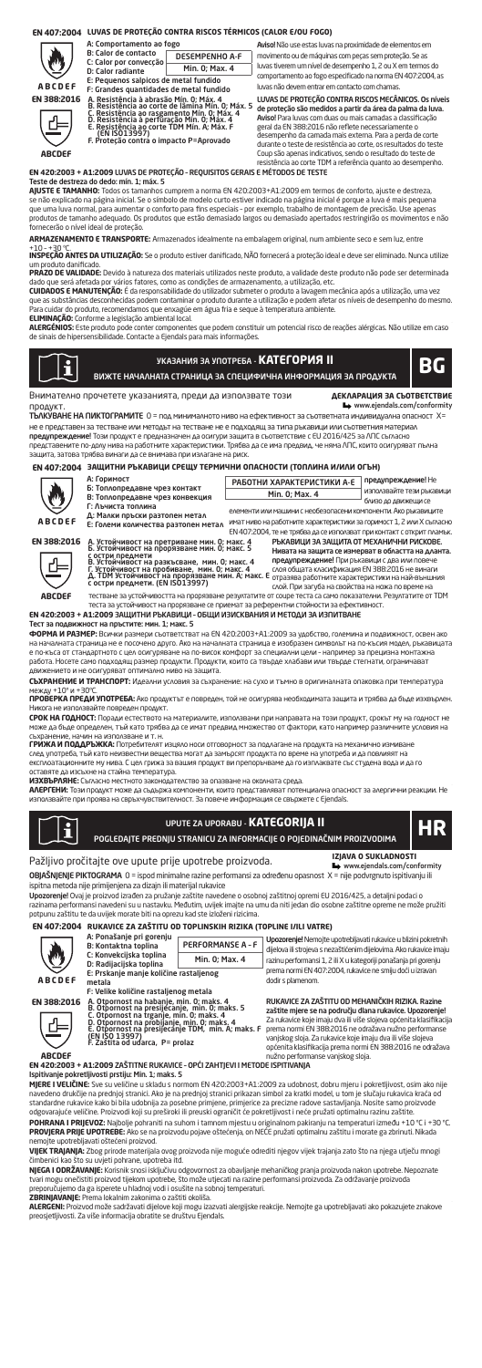## EN 407:2004 LUVAS DE PROTEÇÃO CONTRA RISCOS TÉRMICOS (CALOR E/OU FOGO)

A: Comportamento ao fogo
B: Calor de contacto
C: Calor por convecção
D: Calor radiante
E: Pequenos salpicos de metal fundido
F: Grandes quantidades de metal fundido

| DESEMPENHO A-F |
|---|
| Min. 0; Max. 4 |

ABCDEF

**Aviso!** Não use estas luvas na proximidade de elementos em movimento ou de máquinas com peças sem proteção. Se as luvas tiverem um nível de desempenho 1, 2 ou X em termos do comportamento ao fogo especificado na norma EN 407:2004, as luvas não devem entrar em contacto com chamas.

**EN 388:2016**

A. Resistência à abrasão Mín. 0; Máx. 4
B. Resistência ao corte de lâmina Mín. 0; Máx. 5
C. Resistência ao rasgamento Mín. 0; Máx. 4
D. Resistência à perfuração Mín. 0; Máx. 4
E. Resistência ao corte TDM Mín. A; Máx. F (EN ISO13997)
F. Proteção contra o impacto P=Aprovado

ABCDEF

**LUVAS DE PROTEÇÃO CONTRA RISCOS MECÂNICOS. Os níveis de proteção são medidos a partir da área da palma da luva. Aviso!** Para luvas com duas ou mais camadas a classificação geral da EN 388:2016 não reflete necessariamente o desempenho da camada mais externa. Para a perda de corte durante o teste de resistência ao corte, os resultados do teste Coup são apenas indicativos, sendo o resultado do teste de resistência ao corte TDM a referência quanto ao desempenho.

**EN 420:2003 + A1:2009 LUVAS DE PROTEÇÃO - REQUISITOS GERAIS E MÉTODOS DE TESTE**

**Teste de destreza do dedo: mín. 1; máx. 5**

**AJUSTE E TAMANHO:** Todos os tamanhos cumprem a norma EN 420:2003+A1:2009 em termos de conforto, ajuste e destreza, se não explicado na página inicial. Se o símbolo de modelo curto estiver indicado na página inicial é porque a luva é mais pequena que uma luva normal, para aumentar o conforto para fins especiais - por exemplo, trabalho de montagem de precisão. Use apenas produtos de tamanho adequado. Os produtos que estão demasiado largos ou demasiado apertados restringirão os movimentos e não fornecerão o nível ideal de proteção.

**ARMAZENAMENTO E TRANSPORTE:** Armazenados idealmente na embalagem original, num ambiente seco e sem luz, entre +10 - +30 °C.

**INSPEÇÃO ANTES DA UTILIZAÇÃO:** Se o produto estiver danificado, NÃO fornecerá a proteção ideal e deve ser eliminado. Nunca utilize um produto danificado.

**PRAZO DE VALIDADE:** Devido à natureza dos materiais utilizados neste produto, a validade deste produto não pode ser determinada dado que será afetada por vários fatores, como as condições de armazenamento, a utilização, etc.

**CUIDADOS E MANUTENÇÃO:** É da responsabilidade do utilizador submeter o produto a lavagem mecânica após a utilização, uma vez que as substâncias desconhecidas podem contaminar o produto durante a utilização e podem afetar os níveis de desempenho do mesmo. Para cuidar do produto, recomendamos que enxagúe em água fria e seque à temperatura ambiente.

**ELIMINAÇÃO:** Conforme a legislação ambiental local.

**ALERGÉNIOS:** Este produto pode conter componentes que podem constituir um potencial risco de reações alérgicas. Não utilize em caso de sinais de hipersensibilidade. Contacte a Ejendals para mais informações.

## УКАЗАНИЯ ЗА УПОТРЕБА - КАТЕГОРИЯ II

**ВИЖТЕ НАЧАЛНАТА СТРАНИЦА ЗА СПЕЦИФИЧНА ИНФОРМАЦИЯ ЗА ПРОДУКТА** BG

Внимателно прочетете указанията, преди да използвате този продукт.

**ДЕКЛАРАЦИЯ ЗА СЪОТВЕТСТВИЕ**
www.ejendals.com/conformity

**ТЪЛКУВАНЕ НА ПИКТОГРАМИТЕ** 0 = под минималното ниво на ефективност за съответната индивидуална опасност X= не е представен за тестване или методът на тестване не е подходящ за типа ръкавици или съответния материал

**предупреждение!** Този продукт е предназначен да осигури защита в съответствие с ЕU 2016/425 за ЛПС съгласно представените по-долу нива на работните характеристики. Трябва да се има предвид, че няма ЛПС, което осигурява пълна защита, затова трябва винаги да се внимава при излагане на риск.

## EN 407:2004 ЗАЩИТНИ РЪКАВИЦИ СРЕЩУ ТЕРМИЧНИ ОПАСНОСТИ (ТОПЛИНА И/ИЛИ ОГЪН)

А: Горимост
Б: Топлопредаване чрез контакт
В: Топлопредаване чрез конвекция
Г: Лъчиста топлина
Д: Малки пръски разтопен метал
Е: Големи количества разтопен метал

| РАБОТНИ ХАРАКТЕРИСТИКИ А-Е |
|---|
| Min. 0; Max. 4 |

ABCDEF

**предупреждение!** Не използвайте тези ръкавици близо до движещи се елементи или машини с необезопасени компоненти. Ако ръкавиците имат ниво на работните характеристики за горимост 1, 2 или X съгласно EN 407:2004, те не трябва да се използват при контакт с открит пламък.

**EN 388:2016**

А. Устойчивост на претриване мин. 0; макс. 4
Б. Устойчивост на прорязване мин. 0; макс. 5 с остри предмети
В. Устойчивост на разкъсване, мин. 0; макс. 4
Г. Устойчивост на пробиване, мин. 0; макс. 4
Д. TDM Устойчивост на прорязване мин. А; макс. F с остри предмети. (EN ISO13997)

ABCDEF

**РЪКАВИЦИ ЗА ЗАЩИТА ОТ МЕХАНИЧНИ РИСКОВЕ. Нивата на защита се измерват в областта на дланта. предупреждение!** При ръкавици с два или повече слоя общата класификация EN 388:2016 не винаги отразява работните характеристики на най-външния слой. При загуба на свойства на ножа по време на тестване за устойчивостта на прорязване резултатите от coupe теста са само показателни. Резултатите от TDM теста за устойчивост на прорязване се приемат за референтни стойности за ефективност.

**EN 420:2003 + A1:2009 ЗАЩИТНИ РЪКАВИЦИ - ОБЩИ ИЗИСКВАНИЯ И МЕТОДИ ЗА ИЗПИТВАНЕ**

**Тест за подвижност на пръстите: мин. 1; макс. 5**

**ФОРМА И РАЗМЕР:** Всички размери съответстват на EN 420:2003+A1:2009 за удобство, големина и подвижност, освен ако на началната страница не е посочено друго. Ако на началната страница е изобразен символът на по-късия модел, ръкавицата е по-къса от стандартното с цел осигуряване на по-висок комфорт за специални цели - например за прецизна монтажна работа. Носете само подходящ размер продукти. Продукти, които са твърде хлабави или твърде стегнати, ограничават движението и не осигуряват оптимално ниво на защита.

**СЪХРАНЕНИЕ И ТРАНСПОРТ:** Идеални условия за съхранение: на сухо и тъмно в оригиналната опаковка при температура между +10° и +30°C.

**ПРОВЕРКА ПРЕДИ УПОТРЕБА:** Ако продуктът е повреден, той не осигурява необходимата защита и трябва да бъде изхвърлен. Никога не използвайте повреден продукт.

**СРОК НА ГОДНОСТ:** Поради естеството на материалите, използвани при направата на този продукт, срокът му на годност не може да бъде определен, тъй като трябва да се имат предвид множество от фактори, като например различните условия на съхранение, начин на използване и т. н.

**ГРИЖА И ПОДДРЪЖКА:** Потребителят изцяло носи отговорност за подлагане на продукта на механично изпиране след употреба, тъй като неизвестни вещества могат да замърсят продукта по време на употреба и да повлияят на експлоатационните му нива. С цел грижа за вашия продукт ви препоръчваме да го изплаквате със студена вода и да го оставяте да изсъхне на стайна температура.

**ИЗХВЪРЛЯНЕ:** Съгласно местното законодателство за опазване на околната среда.

**АЛЕРГЕНИ:** Този продукт може да съдържа компоненти, които представляват потенциална опасност за алергични реакции. Не използвайте при проява на свръхчувствителност. За повече информация се свържете с Ejendals.

## UPUTE ZA UPORABU - KATEGORIJA II

**POGLEDAJTE PREDNJU STRANICU ZA INFORMACIJE O POJEDINAČNIM PROIZVODIMA** HR

Pažljivo pročitajte ove upute prije upotrebe proizvoda.

**IZJAVA O SUKLADNOSTI**
www.ejendals.com/conformity

**OBJAŠNJENJE PIKTOGRAMA** 0 = ispod minimalne razine performansi za određenu opasnost X = nije podvrgnuto ispitivanju ili ispitna metoda nije primijenjena za dizajn ili materijal rukavice

**Upozorenje!** Ovaj je proizvod izrađen za pružanje zaštite navedene o osobnoj zaštitnoj opremi EU 2016/425, a detaljni podaci o razinama performansi navedeni su u nastavku. Međutim, uvijek imajte na umu da niti jedan dio osobne zaštitne opreme ne može pružiti potpunu zaštitu te da uvijek morate biti na oprezu kad ste izloženi rizicima.

## EN 407:2004 RUKAVICE ZA ZAŠTITU OD TOPLINSKIH RIZIKA (TOPLINE I/ILI VATRE)

A: Ponašanje pri gorenju
B: Kontaktna toplina
C: Konvekcijska toplina
D: Radijacijska toplina
E: Prskanje manje količine rastaljenog metala
F: Velike količine rastaljenog metala

| PERFORMANSE A - F |
|---|
| Min. 0; Max. 4 |

ABCDEF

**Upozorenje!** Nemojte upotrebljavati rukavice u blizini pokretnih dijelova ili strojeva s nezaštićenim dijelovima. Ako rukavice imaju razinu performansi 1, 2 ili X u kategoriji ponašanja pri gorenju prema normi EN 407:2004, rukavice ne smiju doći u izravan dodir s plamenom.

**EN 388:2016**

A. Otpornost na habanje, min. 0; maks. 4
B. Otpornost na presijecanje, min. 0; maks. 5
C. Otpornost na trganje, min. 0; maks. 4
D. Otpornost na probijanje, min. 0; maks. 4
E. Otpornost na presijecanje TDM, min. A; maks. F (EN ISO 13997)
F. Zaštita od udarca, P= prolaz

ABCDEF

**RUKAVICE ZA ZAŠTITU OD MEHANIČKIH RIZIKA. Razine zaštite mjere se na području dlana rukavice. Upozorenje!** Za rukavice koje imaju dva ili više slojeva općenita klasifikacija prema normi EN 388:2016 ne odražava nužno performanse vanjskog sloja. Za rukavice koje imaju dva ili više slojeva općenita klasifikacija prema normi EN 388:2016 ne odražava nužno performanse vanjskog sloja.

**EN 420:2003 + A1:2009 ZAŠTITNE RUKAVICE - OPĆI ZAHTJEVI I METODE ISPITIVANJA**

**Ispitivanje pokretljivosti prstiju: Min. 1; maks. 5**

**MJERE I VELIČINE:** Sve su veličine u skladu s normom EN 420:2003+A1:2009 za udobnost, dobru mjeru i pokretljivost, osim ako nije navedeno drukčije na prednjoj strani. Ako je na prednjoj stranici prikazan simbol za kratki model, u tom je slučaju rukavica kraća od standardne rukavice kako bi bila udobnija za posebne primjene, primjerice za precizne radove sastavljanja. Nosite samo proizvode odgovarajuće veličine. Proizvodi koji su preširoki ili preuski ograničit će pokretljivost i neće pružati optimalnu razinu zaštite.

**POHRANA I PRIJEVOZ:** Najbolje pohraniti na suhom i tamnom mjestu u originalnom pakiranju na temperaturi između +10 °C i +30 °C.

**PROVJERA PRIJE UPOTREBE:** Ako se na proizvodu pojave oštećenja, on NEĆE pružati optimalnu zaštitu i morate ga zbrinuti. Nikada nemojte upotrebljavati oštećeni proizvod.

**VIJEK TRAJANJA:** Zbog prirode materijala ovog proizvoda nije moguće odrediti njegov vijek trajanja zato što na njega utječu mnogi čimbenici kao što su uvjeti pohrane, upotreba itd.

**NJEGA I ODRŽAVANJE:** Korisnik snosi isključivu odgovornost za obavljanje mehaničkog pranja proizvoda nakon upotrebe. Nepoznate tvari mogu onečistiti proizvod tijekom upotrebe, što može utjecati na razine performansi proizvoda. Za održavanje proizvoda preporučujemo da ga isperete u hladnoj vodi i osušite na sobnoj temperaturi.

**ZBRINJAVANJE:** Prema lokalnim zakonima o zaštiti okoliša.

**ALERGENI:** Proizvod može sadržavati dijelove koji mogu izazvati alergijske reakcije. Nemojte ga upotrebljavati ako pokazujete znakove preosjetljivosti. Za više informacija obratite se društvu Ejendals.